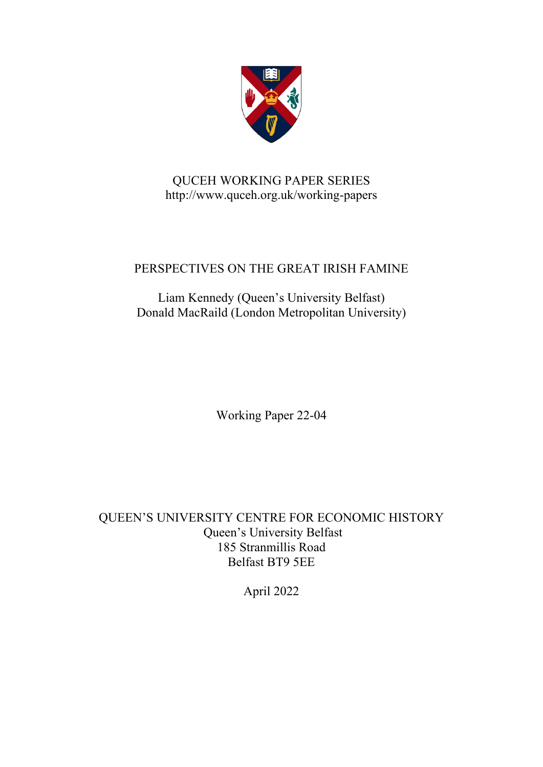QUCEH WORKING PAPER SERIES
http://www.quceh.org.uk/working-papers

# PERSPECTIVES ON THE GREAT IRISH FAMINE

Liam Kennedy (Queen's University Belfast)
Donald MacRaild (London Metropolitan University)

Working Paper 22-04

QUEEN'S UNIVERSITY CENTRE FOR ECONOMIC HISTORY
Queen's University Belfast
185 Stranmillis Road
Belfast BT9 5EE

April 2022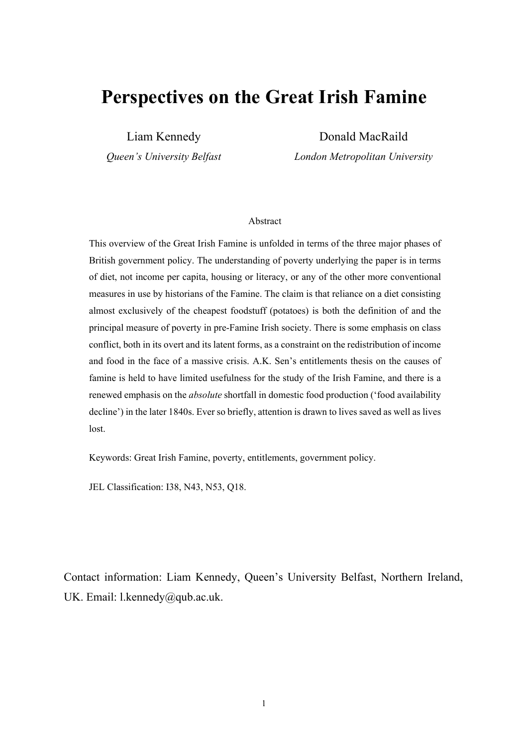# Perspectives on the Great Irish Famine

Liam Kennedy
*Queen's University Belfast*

Donald MacRaild
*London Metropolitan University*

Abstract

This overview of the Great Irish Famine is unfolded in terms of the three major phases of British government policy. The understanding of poverty underlying the paper is in terms of diet, not income per capita, housing or literacy, or any of the other more conventional measures in use by historians of the Famine. The claim is that reliance on a diet consisting almost exclusively of the cheapest foodstuff (potatoes) is both the definition of and the principal measure of poverty in pre-Famine Irish society. There is some emphasis on class conflict, both in its overt and its latent forms, as a constraint on the redistribution of income and food in the face of a massive crisis. A.K. Sen's entitlements thesis on the causes of famine is held to have limited usefulness for the study of the Irish Famine, and there is a renewed emphasis on the *absolute* shortfall in domestic food production ('food availability decline') in the later 1840s. Ever so briefly, attention is drawn to lives saved as well as lives lost.

Keywords: Great Irish Famine, poverty, entitlements, government policy.

JEL Classification: I38, N43, N53, Q18.

Contact information: Liam Kennedy, Queen's University Belfast, Northern Ireland, UK. Email: l.kennedy@qub.ac.uk.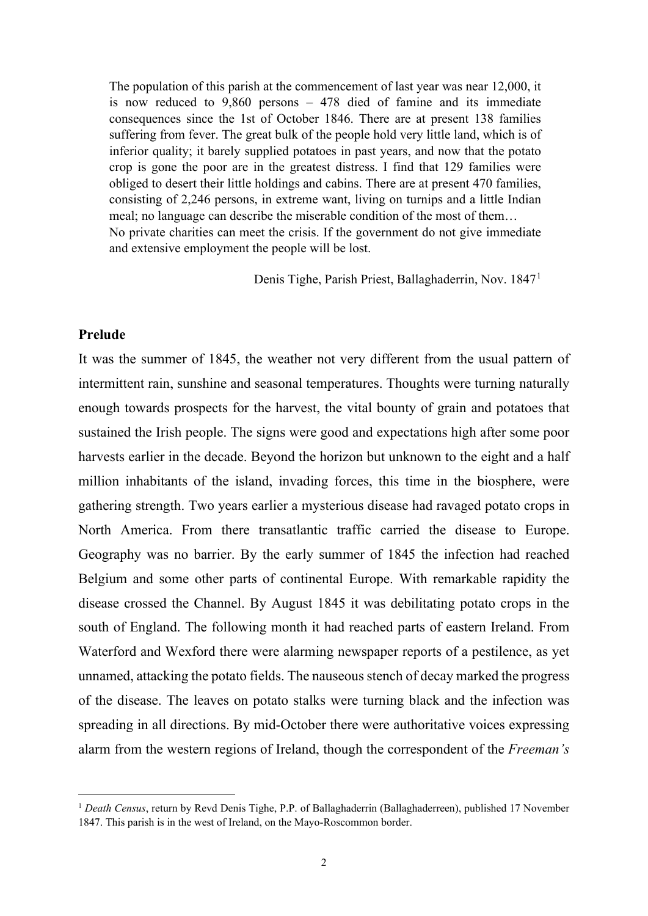> The population of this parish at the commencement of last year was near 12,000, it is now reduced to 9,860 persons – 478 died of famine and its immediate consequences since the 1st of October 1846. There are at present 138 families suffering from fever. The great bulk of the people hold very little land, which is of inferior quality; it barely supplied potatoes in past years, and now that the potato crop is gone the poor are in the greatest distress. I find that 129 families were obliged to desert their little holdings and cabins. There are at present 470 families, consisting of 2,246 persons, in extreme want, living on turnips and a little Indian meal; no language can describe the miserable condition of the most of them…
> No private charities can meet the crisis. If the government do not give immediate and extensive employment the people will be lost.
>
> Denis Tighe, Parish Priest, Ballaghaderrin, Nov. 1847[1]

**Prelude**

It was the summer of 1845, the weather not very different from the usual pattern of intermittent rain, sunshine and seasonal temperatures. Thoughts were turning naturally enough towards prospects for the harvest, the vital bounty of grain and potatoes that sustained the Irish people. The signs were good and expectations high after some poor harvests earlier in the decade. Beyond the horizon but unknown to the eight and a half million inhabitants of the island, invading forces, this time in the biosphere, were gathering strength. Two years earlier a mysterious disease had ravaged potato crops in North America. From there transatlantic traffic carried the disease to Europe. Geography was no barrier. By the early summer of 1845 the infection had reached Belgium and some other parts of continental Europe. With remarkable rapidity the disease crossed the Channel. By August 1845 it was debilitating potato crops in the south of England. The following month it had reached parts of eastern Ireland. From Waterford and Wexford there were alarming newspaper reports of a pestilence, as yet unnamed, attacking the potato fields. The nauseous stench of decay marked the progress of the disease. The leaves on potato stalks were turning black and the infection was spreading in all directions. By mid-October there were authoritative voices expressing alarm from the western regions of Ireland, though the correspondent of the *Freeman's*

[1] *Death Census*, return by Revd Denis Tighe, P.P. of Ballaghaderrin (Ballaghaderreen), published 17 November 1847. This parish is in the west of Ireland, on the Mayo-Roscommon border.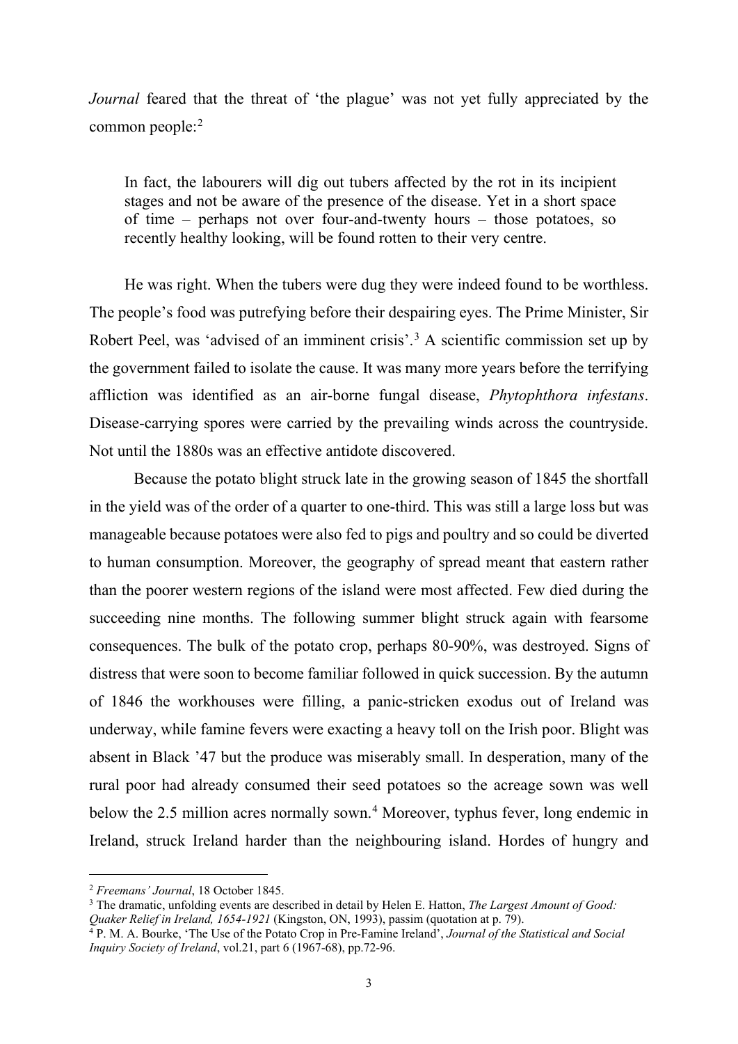*Journal* feared that the threat of 'the plague' was not yet fully appreciated by the common people:[2]

> In fact, the labourers will dig out tubers affected by the rot in its incipient stages and not be aware of the presence of the disease. Yet in a short space of time – perhaps not over four-and-twenty hours – those potatoes, so recently healthy looking, will be found rotten to their very centre.

He was right. When the tubers were dug they were indeed found to be worthless. The people's food was putrefying before their despairing eyes. The Prime Minister, Sir Robert Peel, was 'advised of an imminent crisis'.[3] A scientific commission set up by the government failed to isolate the cause. It was many more years before the terrifying affliction was identified as an air-borne fungal disease, *Phytophthora infestans*. Disease-carrying spores were carried by the prevailing winds across the countryside. Not until the 1880s was an effective antidote discovered.

Because the potato blight struck late in the growing season of 1845 the shortfall in the yield was of the order of a quarter to one-third. This was still a large loss but was manageable because potatoes were also fed to pigs and poultry and so could be diverted to human consumption. Moreover, the geography of spread meant that eastern rather than the poorer western regions of the island were most affected. Few died during the succeeding nine months. The following summer blight struck again with fearsome consequences. The bulk of the potato crop, perhaps 80-90%, was destroyed. Signs of distress that were soon to become familiar followed in quick succession. By the autumn of 1846 the workhouses were filling, a panic-stricken exodus out of Ireland was underway, while famine fevers were exacting a heavy toll on the Irish poor. Blight was absent in Black '47 but the produce was miserably small. In desperation, many of the rural poor had already consumed their seed potatoes so the acreage sown was well below the 2.5 million acres normally sown.[4] Moreover, typhus fever, long endemic in Ireland, struck Ireland harder than the neighbouring island. Hordes of hungry and

---

[2] *Freemans' Journal*, 18 October 1845.

[3] The dramatic, unfolding events are described in detail by Helen E. Hatton, *The Largest Amount of Good: Quaker Relief in Ireland, 1654-1921* (Kingston, ON, 1993), passim (quotation at p. 79).

[4] P. M. A. Bourke, 'The Use of the Potato Crop in Pre-Famine Ireland', *Journal of the Statistical and Social Inquiry Society of Ireland*, vol.21, part 6 (1967-68), pp.72-96.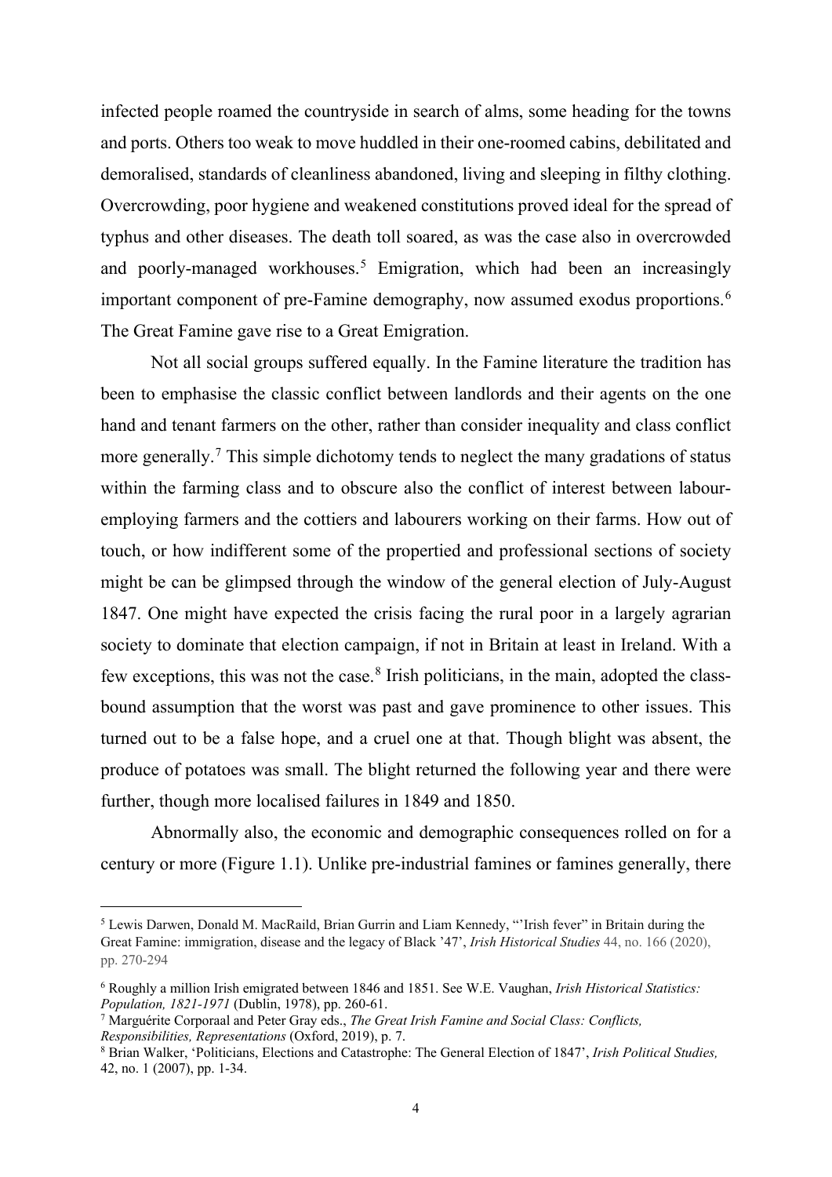infected people roamed the countryside in search of alms, some heading for the towns and ports. Others too weak to move huddled in their one-roomed cabins, debilitated and demoralised, standards of cleanliness abandoned, living and sleeping in filthy clothing. Overcrowding, poor hygiene and weakened constitutions proved ideal for the spread of typhus and other diseases. The death toll soared, as was the case also in overcrowded and poorly-managed workhouses.[5] Emigration, which had been an increasingly important component of pre-Famine demography, now assumed exodus proportions.[6] The Great Famine gave rise to a Great Emigration.

Not all social groups suffered equally. In the Famine literature the tradition has been to emphasise the classic conflict between landlords and their agents on the one hand and tenant farmers on the other, rather than consider inequality and class conflict more generally.[7] This simple dichotomy tends to neglect the many gradations of status within the farming class and to obscure also the conflict of interest between labour-employing farmers and the cottiers and labourers working on their farms. How out of touch, or how indifferent some of the propertied and professional sections of society might be can be glimpsed through the window of the general election of July-August 1847. One might have expected the crisis facing the rural poor in a largely agrarian society to dominate that election campaign, if not in Britain at least in Ireland. With a few exceptions, this was not the case.[8] Irish politicians, in the main, adopted the class-bound assumption that the worst was past and gave prominence to other issues. This turned out to be a false hope, and a cruel one at that. Though blight was absent, the produce of potatoes was small. The blight returned the following year and there were further, though more localised failures in 1849 and 1850.

Abnormally also, the economic and demographic consequences rolled on for a century or more (Figure 1.1). Unlike pre-industrial famines or famines generally, there

---

[5] Lewis Darwen, Donald M. MacRaild, Brian Gurrin and Liam Kennedy, "'Irish fever" in Britain during the Great Famine: immigration, disease and the legacy of Black '47', *Irish Historical Studies* 44, no. 166 (2020), pp. 270-294

[6] Roughly a million Irish emigrated between 1846 and 1851. See W.E. Vaughan, *Irish Historical Statistics: Population, 1821-1971* (Dublin, 1978), pp. 260-61.

[7] Marguérite Corporaal and Peter Gray eds., *The Great Irish Famine and Social Class: Conflicts, Responsibilities, Representations* (Oxford, 2019), p. 7.

[8] Brian Walker, 'Politicians, Elections and Catastrophe: The General Election of 1847', *Irish Political Studies,* 42, no. 1 (2007), pp. 1-34.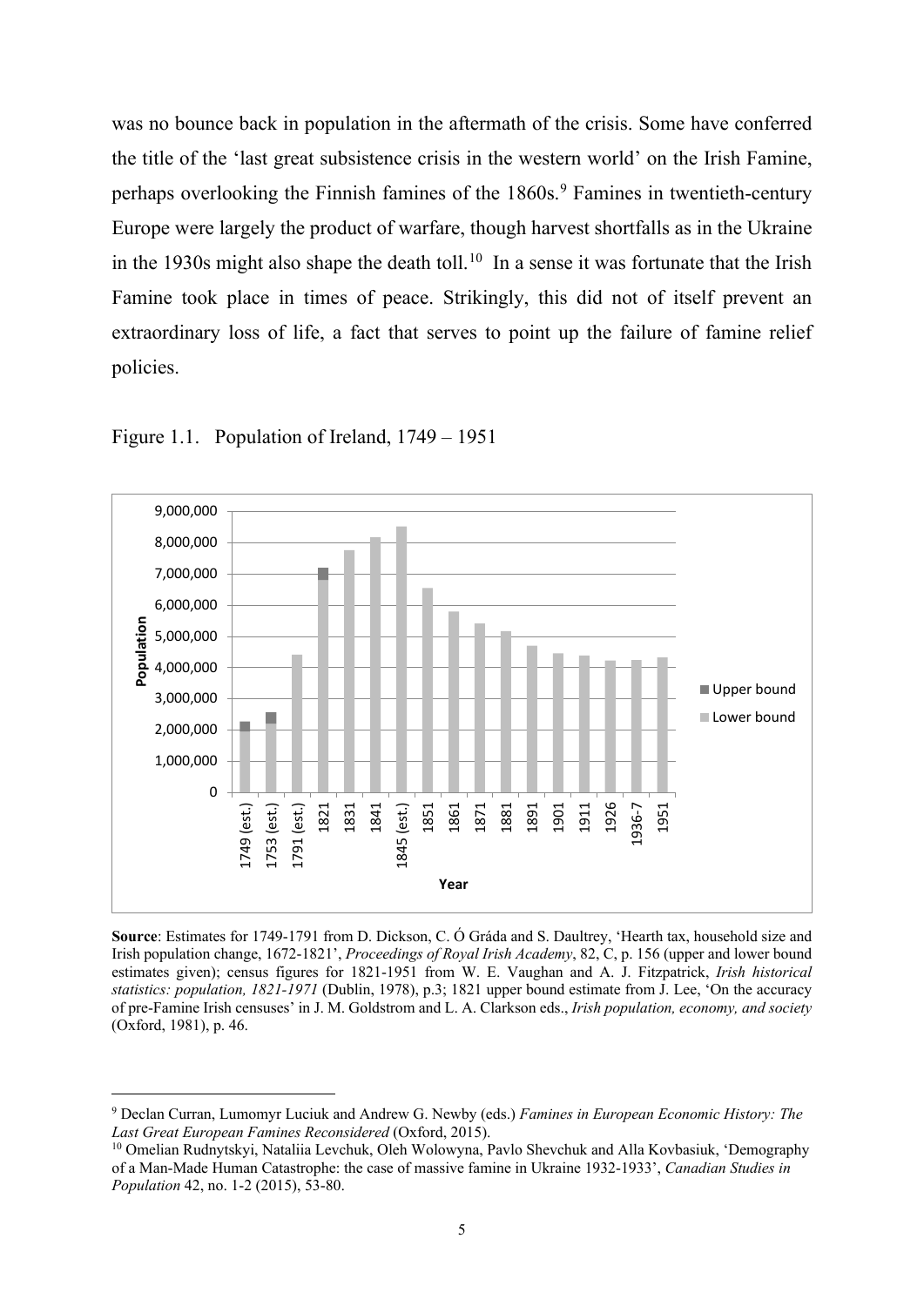was no bounce back in population in the aftermath of the crisis. Some have conferred the title of the 'last great subsistence crisis in the western world' on the Irish Famine, perhaps overlooking the Finnish famines of the 1860s.[9] Famines in twentieth-century Europe were largely the product of warfare, though harvest shortfalls as in the Ukraine in the 1930s might also shape the death toll.[10] In a sense it was fortunate that the Irish Famine took place in times of peace. Strikingly, this did not of itself prevent an extraordinary loss of life, a fact that serves to point up the failure of famine relief policies.

Figure 1.1. Population of Ireland, 1749 – 1951

**Source**: Estimates for 1749-1791 from D. Dickson, C. Ó Gráda and S. Daultrey, 'Hearth tax, household size and Irish population change, 1672-1821', *Proceedings of Royal Irish Academy*, 82, C, p. 156 (upper and lower bound estimates given); census figures for 1821-1951 from W. E. Vaughan and A. J. Fitzpatrick, *Irish historical statistics: population, 1821-1971* (Dublin, 1978), p.3; 1821 upper bound estimate from J. Lee, 'On the accuracy of pre-Famine Irish censuses' in J. M. Goldstrom and L. A. Clarkson eds., *Irish population, economy, and society* (Oxford, 1981), p. 46.

---

[9] Declan Curran, Lumomyr Luciuk and Andrew G. Newby (eds.) *Famines in European Economic History: The Last Great European Famines Reconsidered* (Oxford, 2015).

[10] Omelian Rudnytskyi, Nataliia Levchuk, Oleh Wolowyna, Pavlo Shevchuk and Alla Kovbasiuk, 'Demography of a Man-Made Human Catastrophe: the case of massive famine in Ukraine 1932-1933', *Canadian Studies in Population* 42, no. 1-2 (2015), 53-80.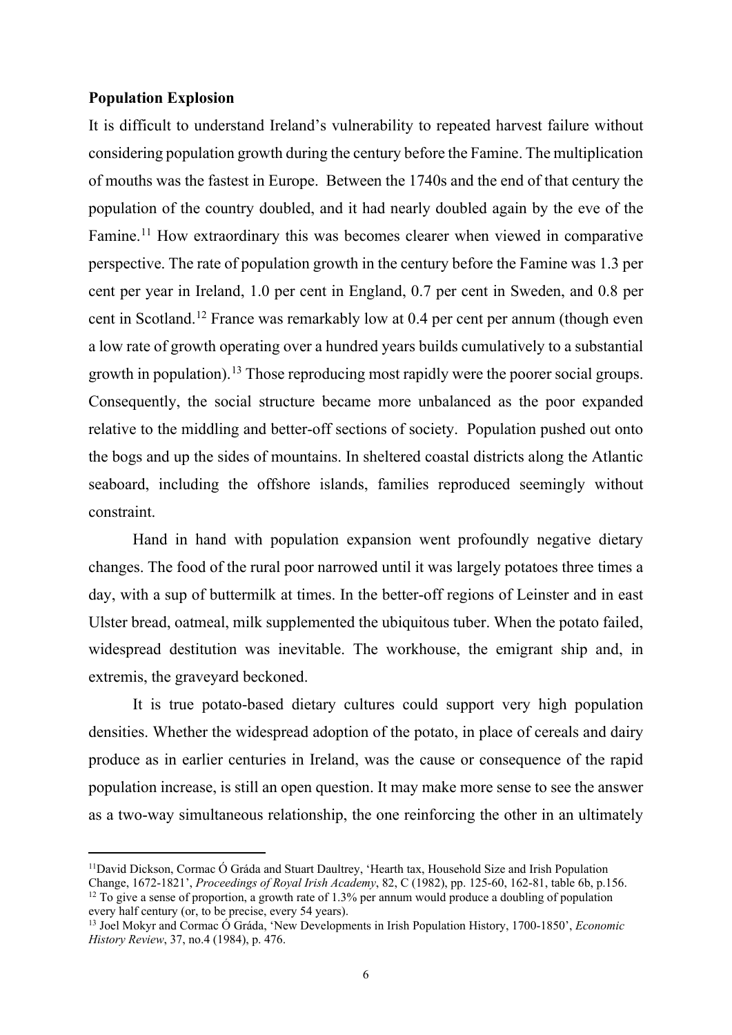**Population Explosion**

It is difficult to understand Ireland's vulnerability to repeated harvest failure without considering population growth during the century before the Famine. The multiplication of mouths was the fastest in Europe. Between the 1740s and the end of that century the population of the country doubled, and it had nearly doubled again by the eve of the Famine.[11] How extraordinary this was becomes clearer when viewed in comparative perspective. The rate of population growth in the century before the Famine was 1.3 per cent per year in Ireland, 1.0 per cent in England, 0.7 per cent in Sweden, and 0.8 per cent in Scotland.[12] France was remarkably low at 0.4 per cent per annum (though even a low rate of growth operating over a hundred years builds cumulatively to a substantial growth in population).[13] Those reproducing most rapidly were the poorer social groups. Consequently, the social structure became more unbalanced as the poor expanded relative to the middling and better-off sections of society. Population pushed out onto the bogs and up the sides of mountains. In sheltered coastal districts along the Atlantic seaboard, including the offshore islands, families reproduced seemingly without constraint.

Hand in hand with population expansion went profoundly negative dietary changes. The food of the rural poor narrowed until it was largely potatoes three times a day, with a sup of buttermilk at times. In the better-off regions of Leinster and in east Ulster bread, oatmeal, milk supplemented the ubiquitous tuber. When the potato failed, widespread destitution was inevitable. The workhouse, the emigrant ship and, in extremis, the graveyard beckoned.

It is true potato-based dietary cultures could support very high population densities. Whether the widespread adoption of the potato, in place of cereals and dairy produce as in earlier centuries in Ireland, was the cause or consequence of the rapid population increase, is still an open question. It may make more sense to see the answer as a two-way simultaneous relationship, the one reinforcing the other in an ultimately

---

[11] David Dickson, Cormac Ó Gráda and Stuart Daultrey, 'Hearth tax, Household Size and Irish Population Change, 1672-1821', *Proceedings of Royal Irish Academy*, 82, C (1982), pp. 125-60, 162-81, table 6b, p.156.

[12] To give a sense of proportion, a growth rate of 1.3% per annum would produce a doubling of population every half century (or, to be precise, every 54 years).

[13] Joel Mokyr and Cormac Ó Gráda, 'New Developments in Irish Population History, 1700-1850', *Economic History Review*, 37, no.4 (1984), p. 476.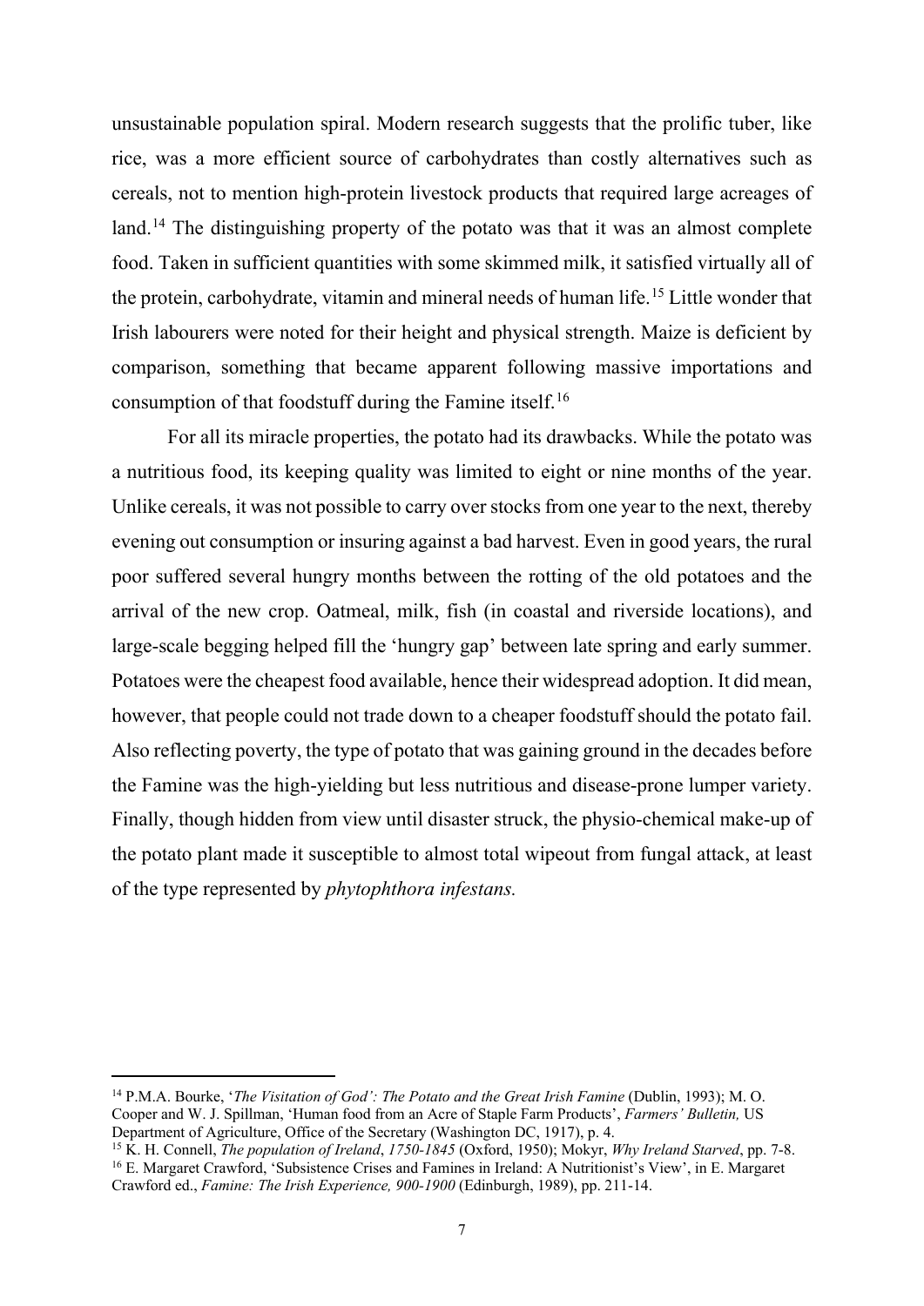unsustainable population spiral. Modern research suggests that the prolific tuber, like rice, was a more efficient source of carbohydrates than costly alternatives such as cereals, not to mention high-protein livestock products that required large acreages of land.[14] The distinguishing property of the potato was that it was an almost complete food. Taken in sufficient quantities with some skimmed milk, it satisfied virtually all of the protein, carbohydrate, vitamin and mineral needs of human life.[15] Little wonder that Irish labourers were noted for their height and physical strength. Maize is deficient by comparison, something that became apparent following massive importations and consumption of that foodstuff during the Famine itself.[16]

For all its miracle properties, the potato had its drawbacks. While the potato was a nutritious food, its keeping quality was limited to eight or nine months of the year. Unlike cereals, it was not possible to carry over stocks from one year to the next, thereby evening out consumption or insuring against a bad harvest. Even in good years, the rural poor suffered several hungry months between the rotting of the old potatoes and the arrival of the new crop. Oatmeal, milk, fish (in coastal and riverside locations), and large-scale begging helped fill the 'hungry gap' between late spring and early summer. Potatoes were the cheapest food available, hence their widespread adoption. It did mean, however, that people could not trade down to a cheaper foodstuff should the potato fail. Also reflecting poverty, the type of potato that was gaining ground in the decades before the Famine was the high-yielding but less nutritious and disease-prone lumper variety. Finally, though hidden from view until disaster struck, the physio-chemical make-up of the potato plant made it susceptible to almost total wipeout from fungal attack, at least of the type represented by *phytophthora infestans.*

---

[14] P.M.A. Bourke, '*The Visitation of God': The Potato and the Great Irish Famine* (Dublin, 1993); M. O. Cooper and W. J. Spillman, 'Human food from an Acre of Staple Farm Products', *Farmers' Bulletin,* US Department of Agriculture, Office of the Secretary (Washington DC, 1917), p. 4.

[15] K. H. Connell, *The population of Ireland*, *1750-1845* (Oxford, 1950); Mokyr, *Why Ireland Starved*, pp. 7-8.

[16] E. Margaret Crawford, 'Subsistence Crises and Famines in Ireland: A Nutritionist's View', in E. Margaret Crawford ed., *Famine: The Irish Experience, 900-1900* (Edinburgh, 1989), pp. 211-14.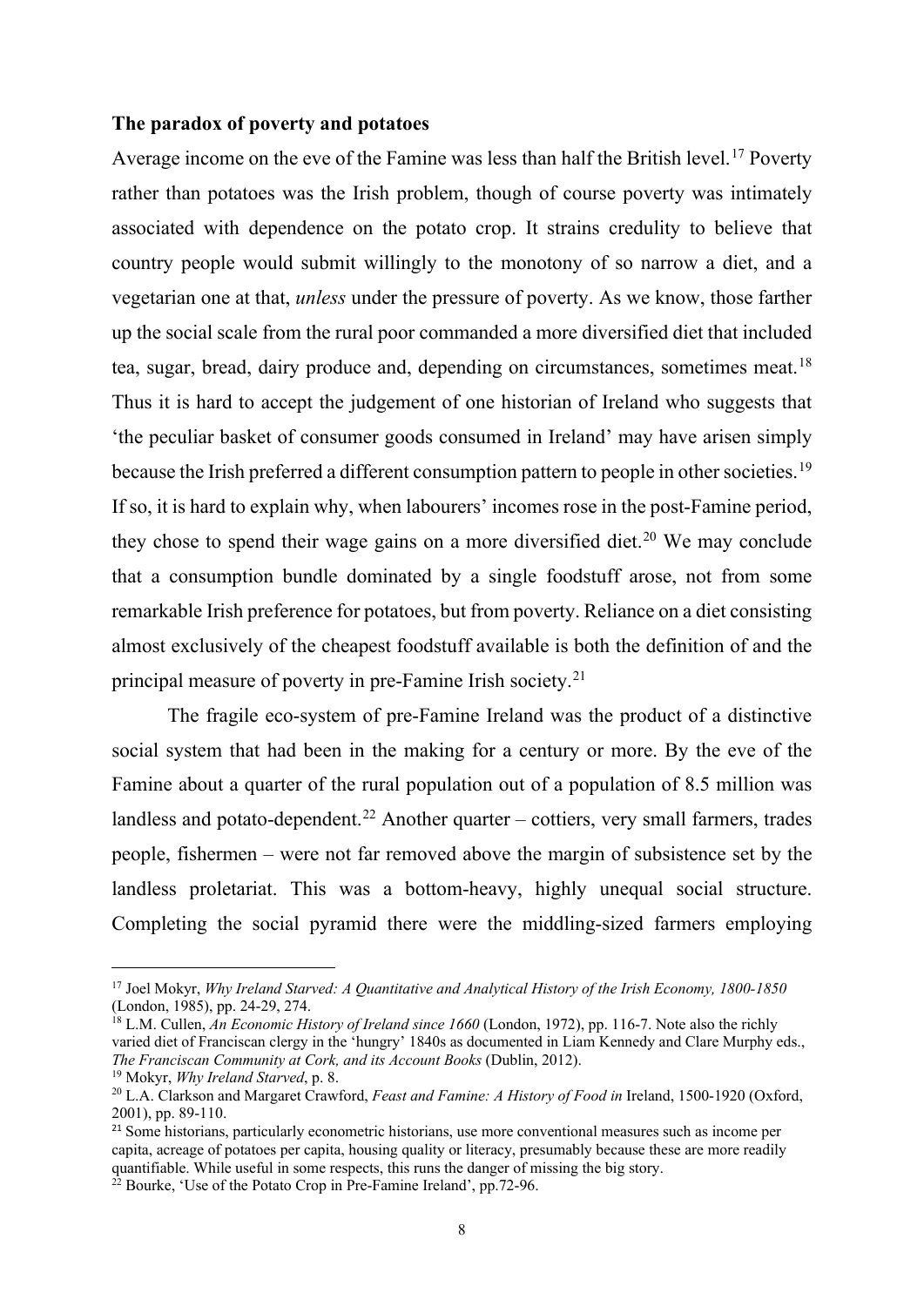**The paradox of poverty and potatoes**

Average income on the eve of the Famine was less than half the British level.[17] Poverty rather than potatoes was the Irish problem, though of course poverty was intimately associated with dependence on the potato crop. It strains credulity to believe that country people would submit willingly to the monotony of so narrow a diet, and a vegetarian one at that, *unless* under the pressure of poverty. As we know, those farther up the social scale from the rural poor commanded a more diversified diet that included tea, sugar, bread, dairy produce and, depending on circumstances, sometimes meat.[18] Thus it is hard to accept the judgement of one historian of Ireland who suggests that 'the peculiar basket of consumer goods consumed in Ireland' may have arisen simply because the Irish preferred a different consumption pattern to people in other societies.[19] If so, it is hard to explain why, when labourers' incomes rose in the post-Famine period, they chose to spend their wage gains on a more diversified diet.[20] We may conclude that a consumption bundle dominated by a single foodstuff arose, not from some remarkable Irish preference for potatoes, but from poverty. Reliance on a diet consisting almost exclusively of the cheapest foodstuff available is both the definition of and the principal measure of poverty in pre-Famine Irish society.[21]

The fragile eco-system of pre-Famine Ireland was the product of a distinctive social system that had been in the making for a century or more. By the eve of the Famine about a quarter of the rural population out of a population of 8.5 million was landless and potato-dependent.[22] Another quarter – cottiers, very small farmers, trades people, fishermen – were not far removed above the margin of subsistence set by the landless proletariat. This was a bottom-heavy, highly unequal social structure. Completing the social pyramid there were the middling-sized farmers employing

---

[17] Joel Mokyr, *Why Ireland Starved: A Quantitative and Analytical History of the Irish Economy, 1800-1850* (London, 1985), pp. 24-29, 274.

[18] L.M. Cullen, *An Economic History of Ireland since 1660* (London, 1972), pp. 116-7. Note also the richly varied diet of Franciscan clergy in the 'hungry' 1840s as documented in Liam Kennedy and Clare Murphy eds., *The Franciscan Community at Cork, and its Account Books* (Dublin, 2012).

[19] Mokyr, *Why Ireland Starved*, p. 8.

[20] L.A. Clarkson and Margaret Crawford, *Feast and Famine: A History of Food in* Ireland, 1500-1920 (Oxford, 2001), pp. 89-110.

[21] Some historians, particularly econometric historians, use more conventional measures such as income per capita, acreage of potatoes per capita, housing quality or literacy, presumably because these are more readily quantifiable. While useful in some respects, this runs the danger of missing the big story.

[22] Bourke, 'Use of the Potato Crop in Pre-Famine Ireland', pp.72-96.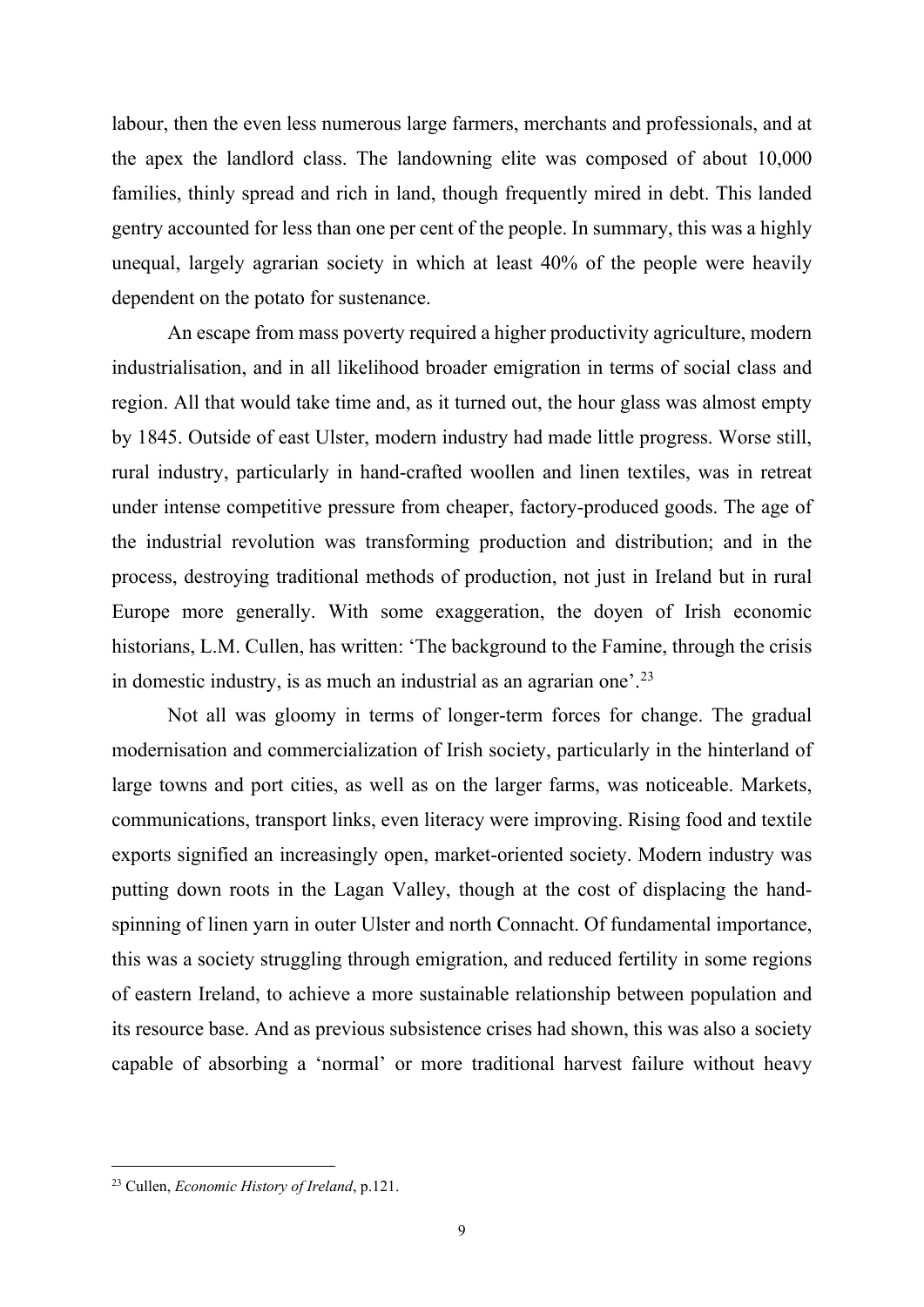labour, then the even less numerous large farmers, merchants and professionals, and at the apex the landlord class. The landowning elite was composed of about 10,000 families, thinly spread and rich in land, though frequently mired in debt. This landed gentry accounted for less than one per cent of the people. In summary, this was a highly unequal, largely agrarian society in which at least 40% of the people were heavily dependent on the potato for sustenance.

An escape from mass poverty required a higher productivity agriculture, modern industrialisation, and in all likelihood broader emigration in terms of social class and region. All that would take time and, as it turned out, the hour glass was almost empty by 1845. Outside of east Ulster, modern industry had made little progress. Worse still, rural industry, particularly in hand-crafted woollen and linen textiles, was in retreat under intense competitive pressure from cheaper, factory-produced goods. The age of the industrial revolution was transforming production and distribution; and in the process, destroying traditional methods of production, not just in Ireland but in rural Europe more generally. With some exaggeration, the doyen of Irish economic historians, L.M. Cullen, has written: 'The background to the Famine, through the crisis in domestic industry, is as much an industrial as an agrarian one'.[23]

Not all was gloomy in terms of longer-term forces for change. The gradual modernisation and commercialization of Irish society, particularly in the hinterland of large towns and port cities, as well as on the larger farms, was noticeable. Markets, communications, transport links, even literacy were improving. Rising food and textile exports signified an increasingly open, market-oriented society. Modern industry was putting down roots in the Lagan Valley, though at the cost of displacing the hand-spinning of linen yarn in outer Ulster and north Connacht. Of fundamental importance, this was a society struggling through emigration, and reduced fertility in some regions of eastern Ireland, to achieve a more sustainable relationship between population and its resource base. And as previous subsistence crises had shown, this was also a society capable of absorbing a 'normal' or more traditional harvest failure without heavy

[23] Cullen, *Economic History of Ireland*, p.121.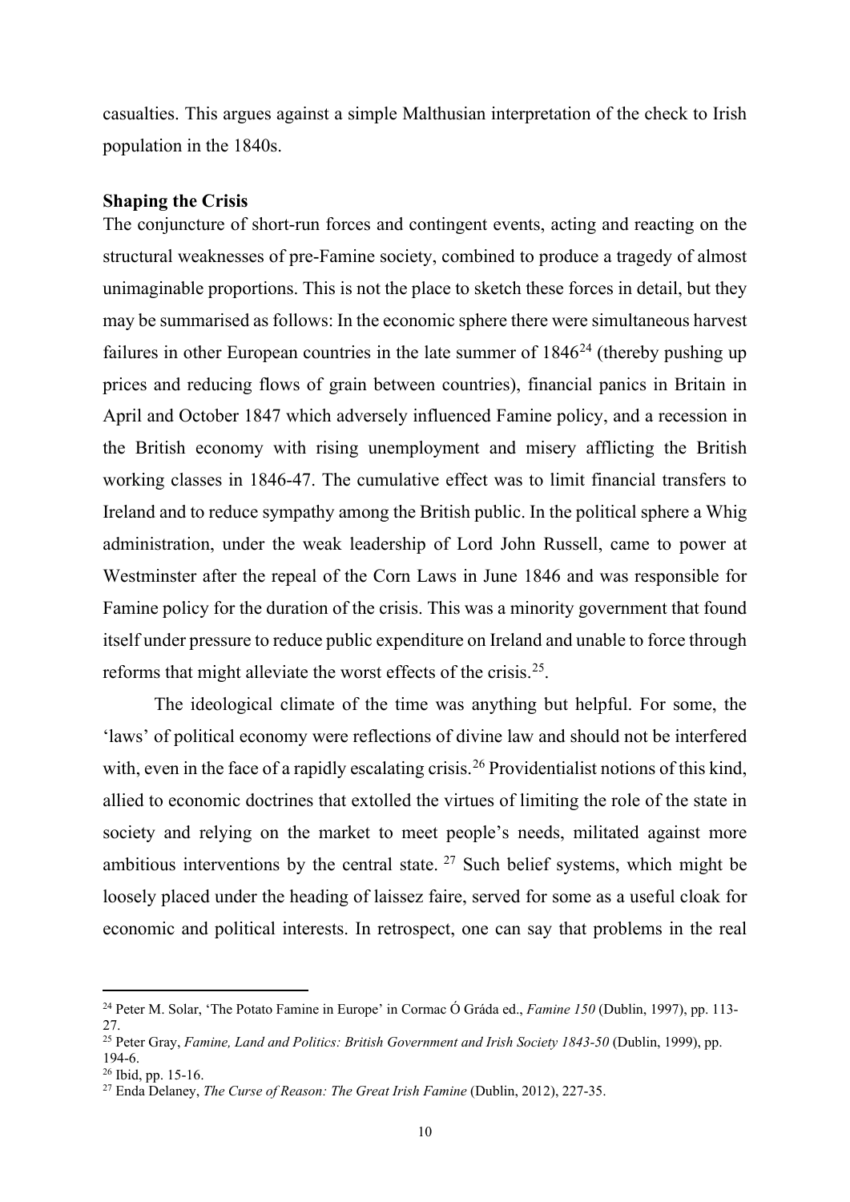casualties. This argues against a simple Malthusian interpretation of the check to Irish population in the 1840s.

**Shaping the Crisis**

The conjuncture of short-run forces and contingent events, acting and reacting on the structural weaknesses of pre-Famine society, combined to produce a tragedy of almost unimaginable proportions. This is not the place to sketch these forces in detail, but they may be summarised as follows: In the economic sphere there were simultaneous harvest failures in other European countries in the late summer of 1846[24] (thereby pushing up prices and reducing flows of grain between countries), financial panics in Britain in April and October 1847 which adversely influenced Famine policy, and a recession in the British economy with rising unemployment and misery afflicting the British working classes in 1846-47. The cumulative effect was to limit financial transfers to Ireland and to reduce sympathy among the British public. In the political sphere a Whig administration, under the weak leadership of Lord John Russell, came to power at Westminster after the repeal of the Corn Laws in June 1846 and was responsible for Famine policy for the duration of the crisis. This was a minority government that found itself under pressure to reduce public expenditure on Ireland and unable to force through reforms that might alleviate the worst effects of the crisis.[25].

The ideological climate of the time was anything but helpful. For some, the 'laws' of political economy were reflections of divine law and should not be interfered with, even in the face of a rapidly escalating crisis.[26] Providentialist notions of this kind, allied to economic doctrines that extolled the virtues of limiting the role of the state in society and relying on the market to meet people's needs, militated against more ambitious interventions by the central state. [27] Such belief systems, which might be loosely placed under the heading of laissez faire, served for some as a useful cloak for economic and political interests. In retrospect, one can say that problems in the real

---

[24] Peter M. Solar, 'The Potato Famine in Europe' in Cormac Ó Gráda ed., *Famine 150* (Dublin, 1997), pp. 113-27.

[25] Peter Gray, *Famine, Land and Politics: British Government and Irish Society 1843-50* (Dublin, 1999), pp. 194-6.

[26] Ibid, pp. 15-16.

[27] Enda Delaney, *The Curse of Reason: The Great Irish Famine* (Dublin, 2012), 227-35.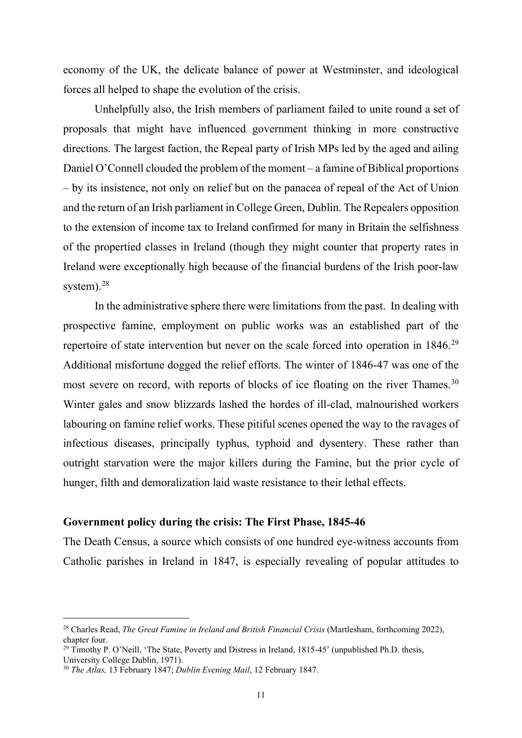economy of the UK, the delicate balance of power at Westminster, and ideological forces all helped to shape the evolution of the crisis.

Unhelpfully also, the Irish members of parliament failed to unite round a set of proposals that might have influenced government thinking in more constructive directions. The largest faction, the Repeal party of Irish MPs led by the aged and ailing Daniel O'Connell clouded the problem of the moment – a famine of Biblical proportions – by its insistence, not only on relief but on the panacea of repeal of the Act of Union and the return of an Irish parliament in College Green, Dublin. The Repealers opposition to the extension of income tax to Ireland confirmed for many in Britain the selfishness of the propertied classes in Ireland (though they might counter that property rates in Ireland were exceptionally high because of the financial burdens of the Irish poor-law system).[28]

In the administrative sphere there were limitations from the past. In dealing with prospective famine, employment on public works was an established part of the repertoire of state intervention but never on the scale forced into operation in 1846.[29] Additional misfortune dogged the relief efforts. The winter of 1846-47 was one of the most severe on record, with reports of blocks of ice floating on the river Thames.[30] Winter gales and snow blizzards lashed the hordes of ill-clad, malnourished workers labouring on famine relief works. These pitiful scenes opened the way to the ravages of infectious diseases, principally typhus, typhoid and dysentery. These rather than outright starvation were the major killers during the Famine, but the prior cycle of hunger, filth and demoralization laid waste resistance to their lethal effects.

**Government policy during the crisis: The First Phase, 1845-46**

The Death Census, a source which consists of one hundred eye-witness accounts from Catholic parishes in Ireland in 1847, is especially revealing of popular attitudes to

---

[28] Charles Read, *The Great Famine in Ireland and British Financial Crisis* (Martlesham, forthcoming 2022), chapter four.

[29] Timothy P. O'Neill, 'The State, Poverty and Distress in Ireland, 1815-45' (unpublished Ph.D. thesis, University College Dublin, 1971).

[30] *The Atlas,* 13 February 1847; *Dublin Evening Mail*, 12 February 1847.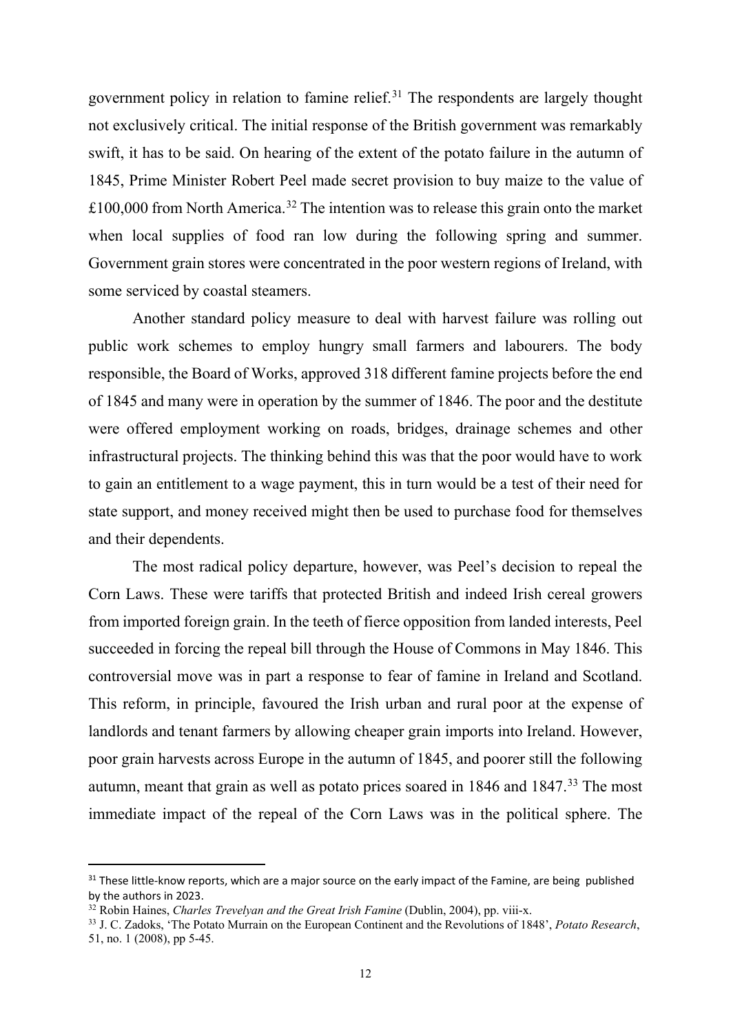government policy in relation to famine relief.[31] The respondents are largely thought not exclusively critical. The initial response of the British government was remarkably swift, it has to be said. On hearing of the extent of the potato failure in the autumn of 1845, Prime Minister Robert Peel made secret provision to buy maize to the value of £100,000 from North America.[32] The intention was to release this grain onto the market when local supplies of food ran low during the following spring and summer. Government grain stores were concentrated in the poor western regions of Ireland, with some serviced by coastal steamers.

Another standard policy measure to deal with harvest failure was rolling out public work schemes to employ hungry small farmers and labourers. The body responsible, the Board of Works, approved 318 different famine projects before the end of 1845 and many were in operation by the summer of 1846. The poor and the destitute were offered employment working on roads, bridges, drainage schemes and other infrastructural projects. The thinking behind this was that the poor would have to work to gain an entitlement to a wage payment, this in turn would be a test of their need for state support, and money received might then be used to purchase food for themselves and their dependents.

The most radical policy departure, however, was Peel's decision to repeal the Corn Laws. These were tariffs that protected British and indeed Irish cereal growers from imported foreign grain. In the teeth of fierce opposition from landed interests, Peel succeeded in forcing the repeal bill through the House of Commons in May 1846. This controversial move was in part a response to fear of famine in Ireland and Scotland. This reform, in principle, favoured the Irish urban and rural poor at the expense of landlords and tenant farmers by allowing cheaper grain imports into Ireland. However, poor grain harvests across Europe in the autumn of 1845, and poorer still the following autumn, meant that grain as well as potato prices soared in 1846 and 1847.[33] The most immediate impact of the repeal of the Corn Laws was in the political sphere. The

---

[31] These little-know reports, which are a major source on the early impact of the Famine, are being published by the authors in 2023.

[32] Robin Haines, *Charles Trevelyan and the Great Irish Famine* (Dublin, 2004), pp. viii-x.

[33] J. C. Zadoks, 'The Potato Murrain on the European Continent and the Revolutions of 1848', *Potato Research*, 51, no. 1 (2008), pp 5-45.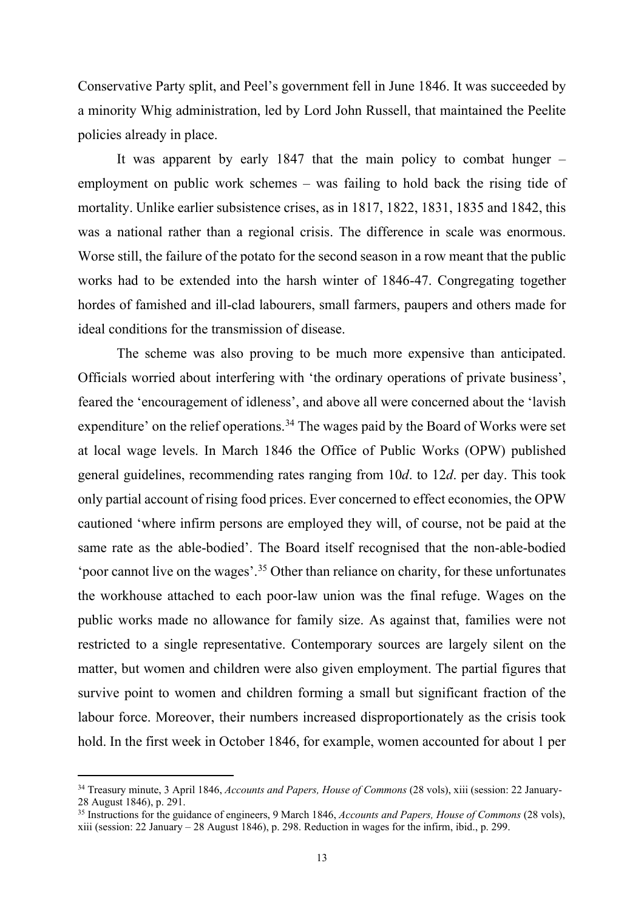Conservative Party split, and Peel's government fell in June 1846. It was succeeded by a minority Whig administration, led by Lord John Russell, that maintained the Peelite policies already in place.

It was apparent by early 1847 that the main policy to combat hunger – employment on public work schemes – was failing to hold back the rising tide of mortality. Unlike earlier subsistence crises, as in 1817, 1822, 1831, 1835 and 1842, this was a national rather than a regional crisis. The difference in scale was enormous. Worse still, the failure of the potato for the second season in a row meant that the public works had to be extended into the harsh winter of 1846-47. Congregating together hordes of famished and ill-clad labourers, small farmers, paupers and others made for ideal conditions for the transmission of disease.

The scheme was also proving to be much more expensive than anticipated. Officials worried about interfering with 'the ordinary operations of private business', feared the 'encouragement of idleness', and above all were concerned about the 'lavish expenditure' on the relief operations.[34] The wages paid by the Board of Works were set at local wage levels. In March 1846 the Office of Public Works (OPW) published general guidelines, recommending rates ranging from 10*d*. to 12*d*. per day. This took only partial account of rising food prices. Ever concerned to effect economies, the OPW cautioned 'where infirm persons are employed they will, of course, not be paid at the same rate as the able-bodied'. The Board itself recognised that the non-able-bodied 'poor cannot live on the wages'.[35] Other than reliance on charity, for these unfortunates the workhouse attached to each poor-law union was the final refuge. Wages on the public works made no allowance for family size. As against that, families were not restricted to a single representative. Contemporary sources are largely silent on the matter, but women and children were also given employment. The partial figures that survive point to women and children forming a small but significant fraction of the labour force. Moreover, their numbers increased disproportionately as the crisis took hold. In the first week in October 1846, for example, women accounted for about 1 per

---

[34] Treasury minute, 3 April 1846, *Accounts and Papers, House of Commons* (28 vols), xiii (session: 22 January-28 August 1846), p. 291.

[35] Instructions for the guidance of engineers, 9 March 1846, *Accounts and Papers, House of Commons* (28 vols), xiii (session: 22 January – 28 August 1846), p. 298. Reduction in wages for the infirm, ibid., p. 299.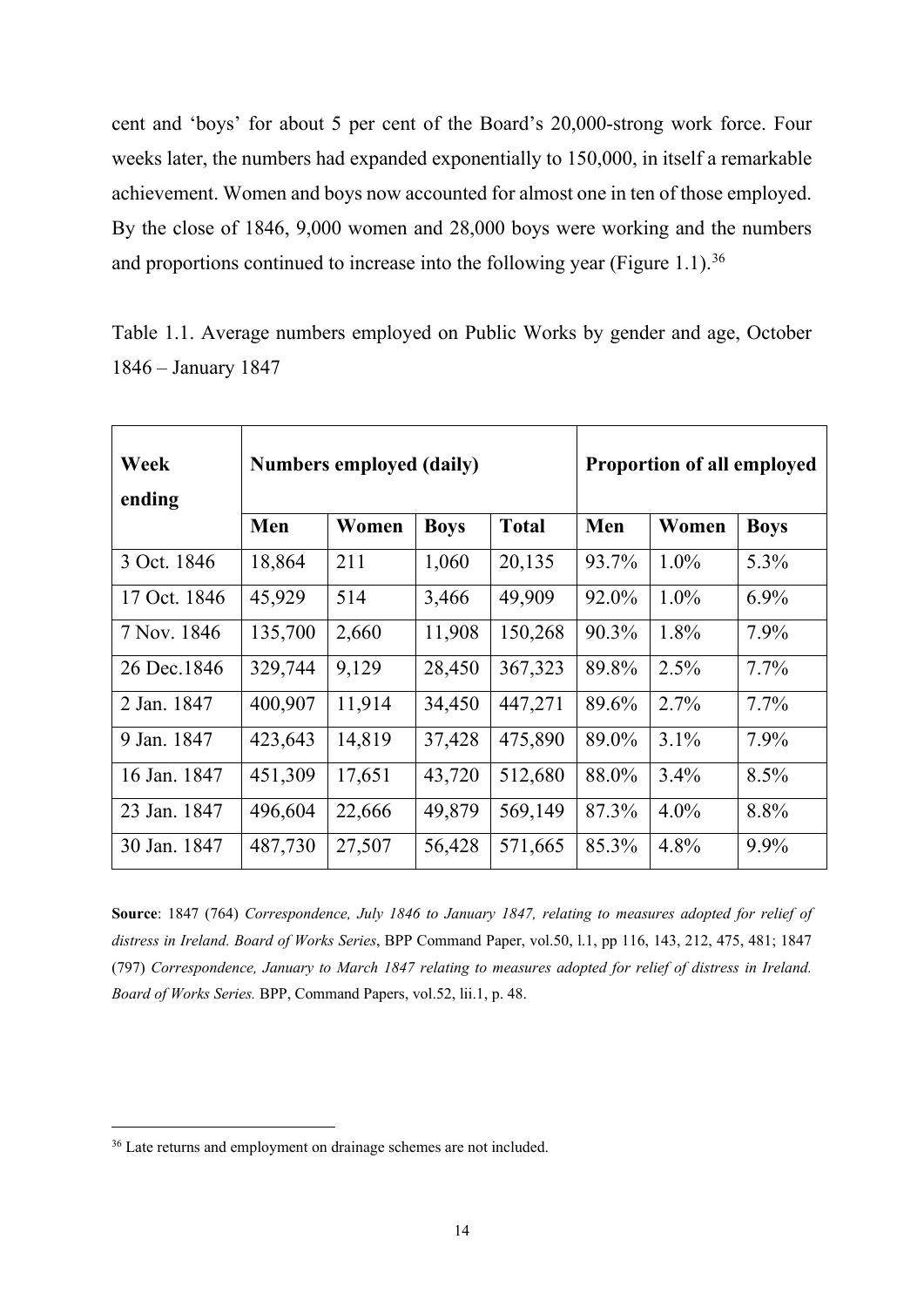cent and 'boys' for about 5 per cent of the Board's 20,000-strong work force. Four weeks later, the numbers had expanded exponentially to 150,000, in itself a remarkable achievement. Women and boys now accounted for almost one in ten of those employed. By the close of 1846, 9,000 women and 28,000 boys were working and the numbers and proportions continued to increase into the following year (Figure 1.1).[36]

Table 1.1. Average numbers employed on Public Works by gender and age, October 1846 – January 1847

| **Week ending** | **Numbers employed (daily)** | | | | **Proportion of all employed** | | |
|---|---|---|---|---|---|---|---|
| | **Men** | **Women** | **Boys** | **Total** | **Men** | **Women** | **Boys** |
| 3 Oct. 1846 | 18,864 | 211 | 1,060 | 20,135 | 93.7% | 1.0% | 5.3% |
| 17 Oct. 1846 | 45,929 | 514 | 3,466 | 49,909 | 92.0% | 1.0% | 6.9% |
| 7 Nov. 1846 | 135,700 | 2,660 | 11,908 | 150,268 | 90.3% | 1.8% | 7.9% |
| 26 Dec.1846 | 329,744 | 9,129 | 28,450 | 367,323 | 89.8% | 2.5% | 7.7% |
| 2 Jan. 1847 | 400,907 | 11,914 | 34,450 | 447,271 | 89.6% | 2.7% | 7.7% |
| 9 Jan. 1847 | 423,643 | 14,819 | 37,428 | 475,890 | 89.0% | 3.1% | 7.9% |
| 16 Jan. 1847 | 451,309 | 17,651 | 43,720 | 512,680 | 88.0% | 3.4% | 8.5% |
| 23 Jan. 1847 | 496,604 | 22,666 | 49,879 | 569,149 | 87.3% | 4.0% | 8.8% |
| 30 Jan. 1847 | 487,730 | 27,507 | 56,428 | 571,665 | 85.3% | 4.8% | 9.9% |

**Source**: 1847 (764) *Correspondence, July 1846 to January 1847, relating to measures adopted for relief of distress in Ireland. Board of Works Series*, BPP Command Paper, vol.50, l.1, pp 116, 143, 212, 475, 481; 1847 (797) *Correspondence, January to March 1847 relating to measures adopted for relief of distress in Ireland. Board of Works Series.* BPP, Command Papers, vol.52, lii.1, p. 48.

[36] Late returns and employment on drainage schemes are not included.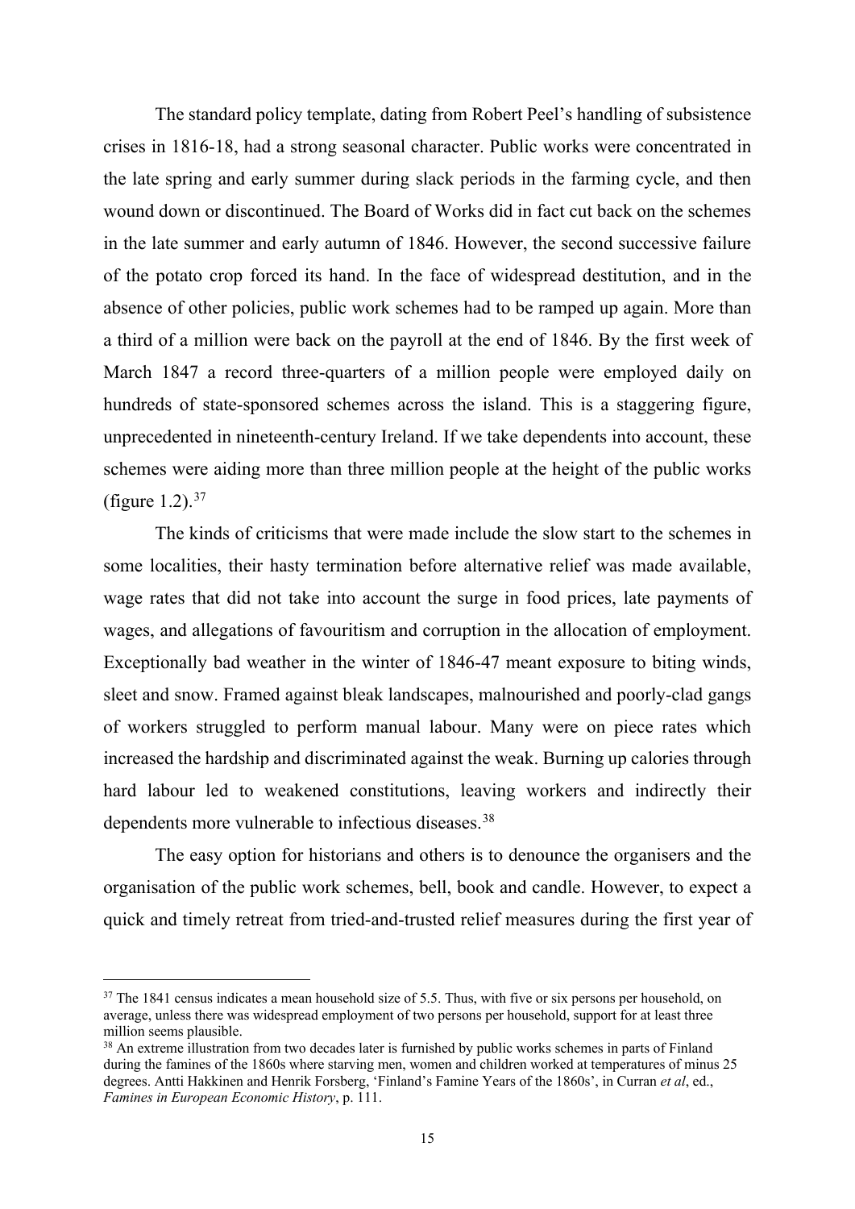The standard policy template, dating from Robert Peel's handling of subsistence crises in 1816-18, had a strong seasonal character. Public works were concentrated in the late spring and early summer during slack periods in the farming cycle, and then wound down or discontinued. The Board of Works did in fact cut back on the schemes in the late summer and early autumn of 1846. However, the second successive failure of the potato crop forced its hand. In the face of widespread destitution, and in the absence of other policies, public work schemes had to be ramped up again. More than a third of a million were back on the payroll at the end of 1846. By the first week of March 1847 a record three-quarters of a million people were employed daily on hundreds of state-sponsored schemes across the island. This is a staggering figure, unprecedented in nineteenth-century Ireland. If we take dependents into account, these schemes were aiding more than three million people at the height of the public works (figure 1.2).[37]

The kinds of criticisms that were made include the slow start to the schemes in some localities, their hasty termination before alternative relief was made available, wage rates that did not take into account the surge in food prices, late payments of wages, and allegations of favouritism and corruption in the allocation of employment. Exceptionally bad weather in the winter of 1846-47 meant exposure to biting winds, sleet and snow. Framed against bleak landscapes, malnourished and poorly-clad gangs of workers struggled to perform manual labour. Many were on piece rates which increased the hardship and discriminated against the weak. Burning up calories through hard labour led to weakened constitutions, leaving workers and indirectly their dependents more vulnerable to infectious diseases.[38]

The easy option for historians and others is to denounce the organisers and the organisation of the public work schemes, bell, book and candle. However, to expect a quick and timely retreat from tried-and-trusted relief measures during the first year of

---

[37] The 1841 census indicates a mean household size of 5.5. Thus, with five or six persons per household, on average, unless there was widespread employment of two persons per household, support for at least three million seems plausible.

[38] An extreme illustration from two decades later is furnished by public works schemes in parts of Finland during the famines of the 1860s where starving men, women and children worked at temperatures of minus 25 degrees. Antti Hakkinen and Henrik Forsberg, 'Finland's Famine Years of the 1860s', in Curran *et al*, ed., *Famines in European Economic History*, p. 111.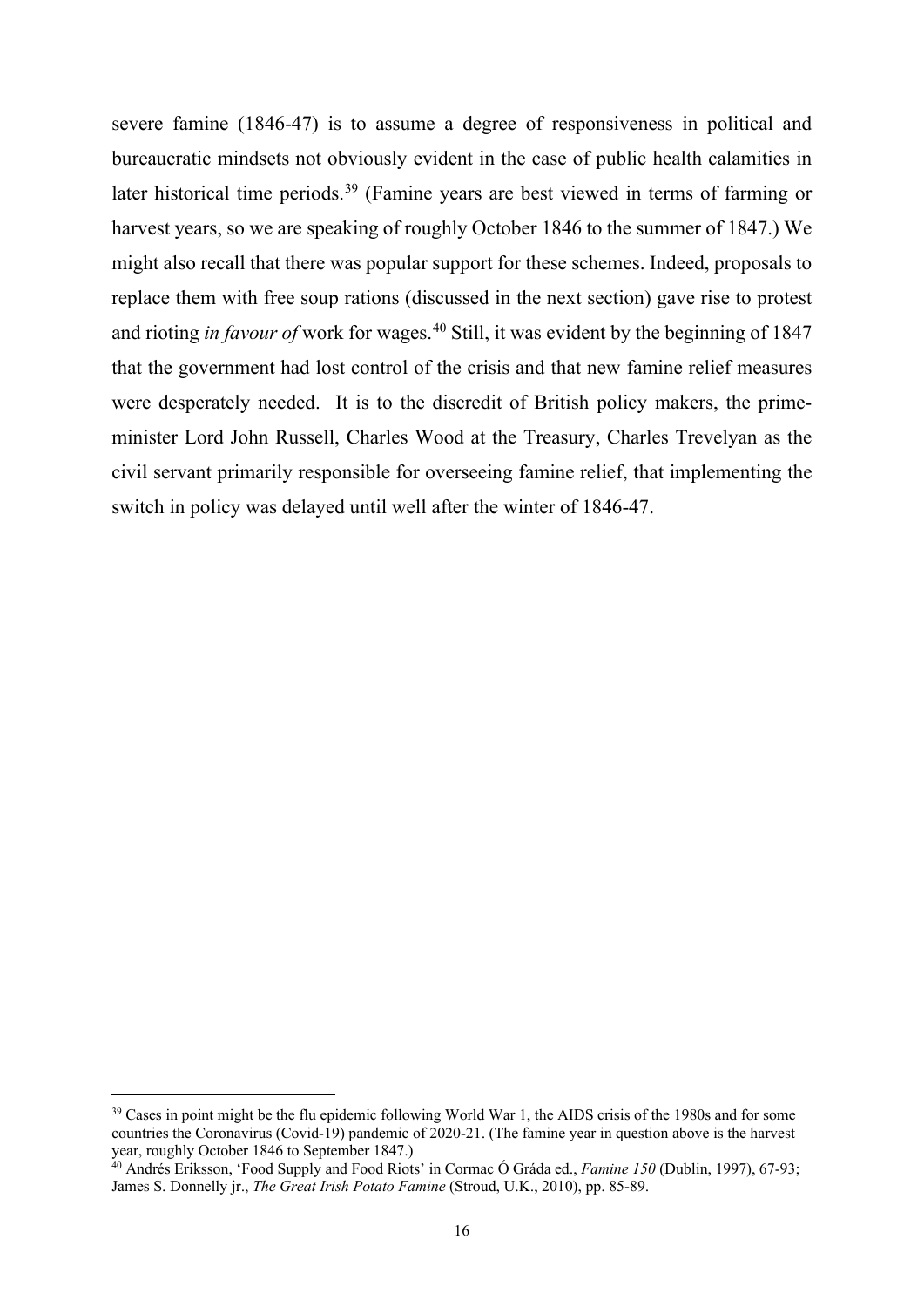severe famine (1846-47) is to assume a degree of responsiveness in political and bureaucratic mindsets not obviously evident in the case of public health calamities in later historical time periods.[39] (Famine years are best viewed in terms of farming or harvest years, so we are speaking of roughly October 1846 to the summer of 1847.) We might also recall that there was popular support for these schemes. Indeed, proposals to replace them with free soup rations (discussed in the next section) gave rise to protest and rioting *in favour of* work for wages.[40] Still, it was evident by the beginning of 1847 that the government had lost control of the crisis and that new famine relief measures were desperately needed. It is to the discredit of British policy makers, the prime-minister Lord John Russell, Charles Wood at the Treasury, Charles Trevelyan as the civil servant primarily responsible for overseeing famine relief, that implementing the switch in policy was delayed until well after the winter of 1846-47.

---

[39] Cases in point might be the flu epidemic following World War 1, the AIDS crisis of the 1980s and for some countries the Coronavirus (Covid-19) pandemic of 2020-21. (The famine year in question above is the harvest year, roughly October 1846 to September 1847.)

[40] Andrés Eriksson, 'Food Supply and Food Riots' in Cormac Ó Gráda ed., *Famine 150* (Dublin, 1997), 67-93; James S. Donnelly jr., *The Great Irish Potato Famine* (Stroud, U.K., 2010), pp. 85-89.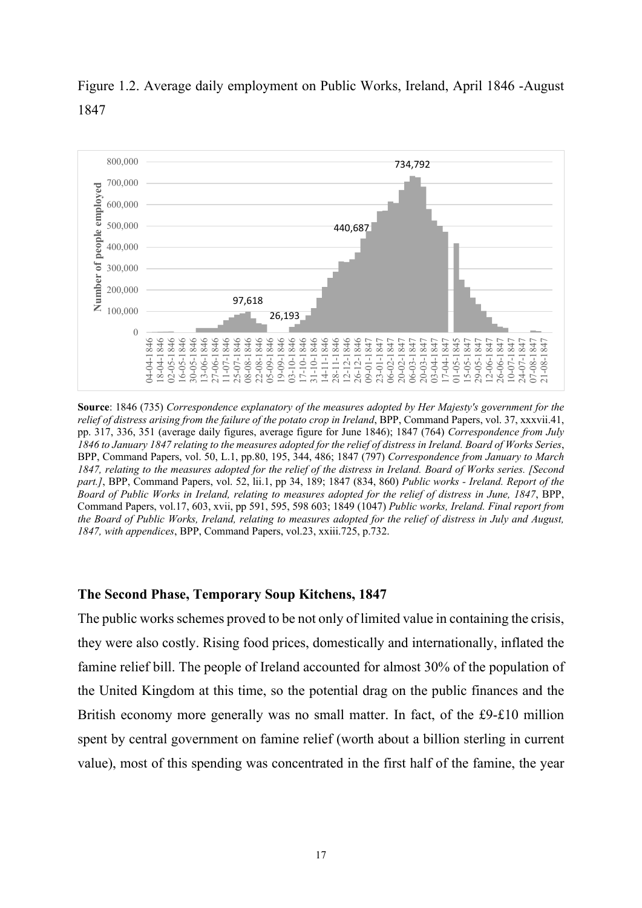Figure 1.2. Average daily employment on Public Works, Ireland, April 1846 -August 1847

**Source**: 1846 (735) *Correspondence explanatory of the measures adopted by Her Majesty's government for the relief of distress arising from the failure of the potato crop in Ireland*, BPP, Command Papers, vol. 37, xxxvii.41, pp. 317, 336, 351 (average daily figures, average figure for June 1846); 1847 (764) *Correspondence from July 1846 to January 1847 relating to the measures adopted for the relief of distress in Ireland. Board of Works Series*, BPP, Command Papers, vol. 50, L.1, pp.80, 195, 344, 486; 1847 (797) *Correspondence from January to March 1847, relating to the measures adopted for the relief of the distress in Ireland. Board of Works series. [Second part.]*, BPP, Command Papers, vol. 52, lii.1, pp 34, 189; 1847 (834, 860) *Public works - Ireland. Report of the Board of Public Works in Ireland, relating to measures adopted for the relief of distress in June, 1847*, BPP, Command Papers, vol.17, 603, xvii, pp 591, 595, 598 603; 1849 (1047) *Public works, Ireland. Final report from the Board of Public Works, Ireland, relating to measures adopted for the relief of distress in July and August, 1847, with appendices*, BPP, Command Papers, vol.23, xxiii.725, p.732.

### The Second Phase, Temporary Soup Kitchens, 1847

The public works schemes proved to be not only of limited value in containing the crisis, they were also costly. Rising food prices, domestically and internationally, inflated the famine relief bill. The people of Ireland accounted for almost 30% of the population of the United Kingdom at this time, so the potential drag on the public finances and the British economy more generally was no small matter. In fact, of the £9-£10 million spent by central government on famine relief (worth about a billion sterling in current value), most of this spending was concentrated in the first half of the famine, the year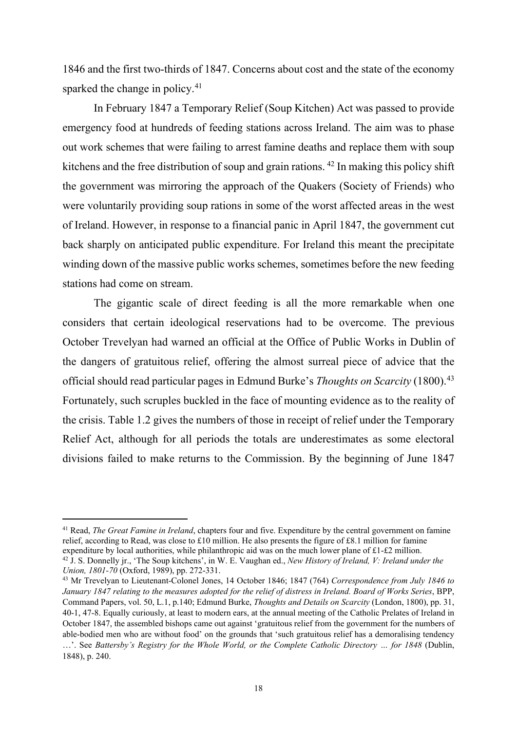1846 and the first two-thirds of 1847. Concerns about cost and the state of the economy sparked the change in policy.[41]

In February 1847 a Temporary Relief (Soup Kitchen) Act was passed to provide emergency food at hundreds of feeding stations across Ireland. The aim was to phase out work schemes that were failing to arrest famine deaths and replace them with soup kitchens and the free distribution of soup and grain rations.[42] In making this policy shift the government was mirroring the approach of the Quakers (Society of Friends) who were voluntarily providing soup rations in some of the worst affected areas in the west of Ireland. However, in response to a financial panic in April 1847, the government cut back sharply on anticipated public expenditure. For Ireland this meant the precipitate winding down of the massive public works schemes, sometimes before the new feeding stations had come on stream.

The gigantic scale of direct feeding is all the more remarkable when one considers that certain ideological reservations had to be overcome. The previous October Trevelyan had warned an official at the Office of Public Works in Dublin of the dangers of gratuitous relief, offering the almost surreal piece of advice that the official should read particular pages in Edmund Burke's *Thoughts on Scarcity* (1800).[43] Fortunately, such scruples buckled in the face of mounting evidence as to the reality of the crisis. Table 1.2 gives the numbers of those in receipt of relief under the Temporary Relief Act, although for all periods the totals are underestimates as some electoral divisions failed to make returns to the Commission. By the beginning of June 1847

---

[41] Read, *The Great Famine in Ireland*, chapters four and five. Expenditure by the central government on famine relief, according to Read, was close to £10 million. He also presents the figure of £8.1 million for famine expenditure by local authorities, while philanthropic aid was on the much lower plane of £1-£2 million.

[42] J. S. Donnelly jr., 'The Soup kitchens', in W. E. Vaughan ed., *New History of Ireland, V: Ireland under the Union, 1801-70* (Oxford, 1989), pp. 272-331.

[43] Mr Trevelyan to Lieutenant-Colonel Jones, 14 October 1846; 1847 (764) *Correspondence from July 1846 to January 1847 relating to the measures adopted for the relief of distress in Ireland. Board of Works Series*, BPP, Command Papers, vol. 50, L.1, p.140; Edmund Burke, *Thoughts and Details on Scarcity* (London, 1800), pp. 31, 40-1, 47-8. Equally curiously, at least to modern ears, at the annual meeting of the Catholic Prelates of Ireland in October 1847, the assembled bishops came out against 'gratuitous relief from the government for the numbers of able-bodied men who are without food' on the grounds that 'such gratuitous relief has a demoralising tendency …'. See *Battersby's Registry for the Whole World, or the Complete Catholic Directory … for 1848* (Dublin, 1848), p. 240.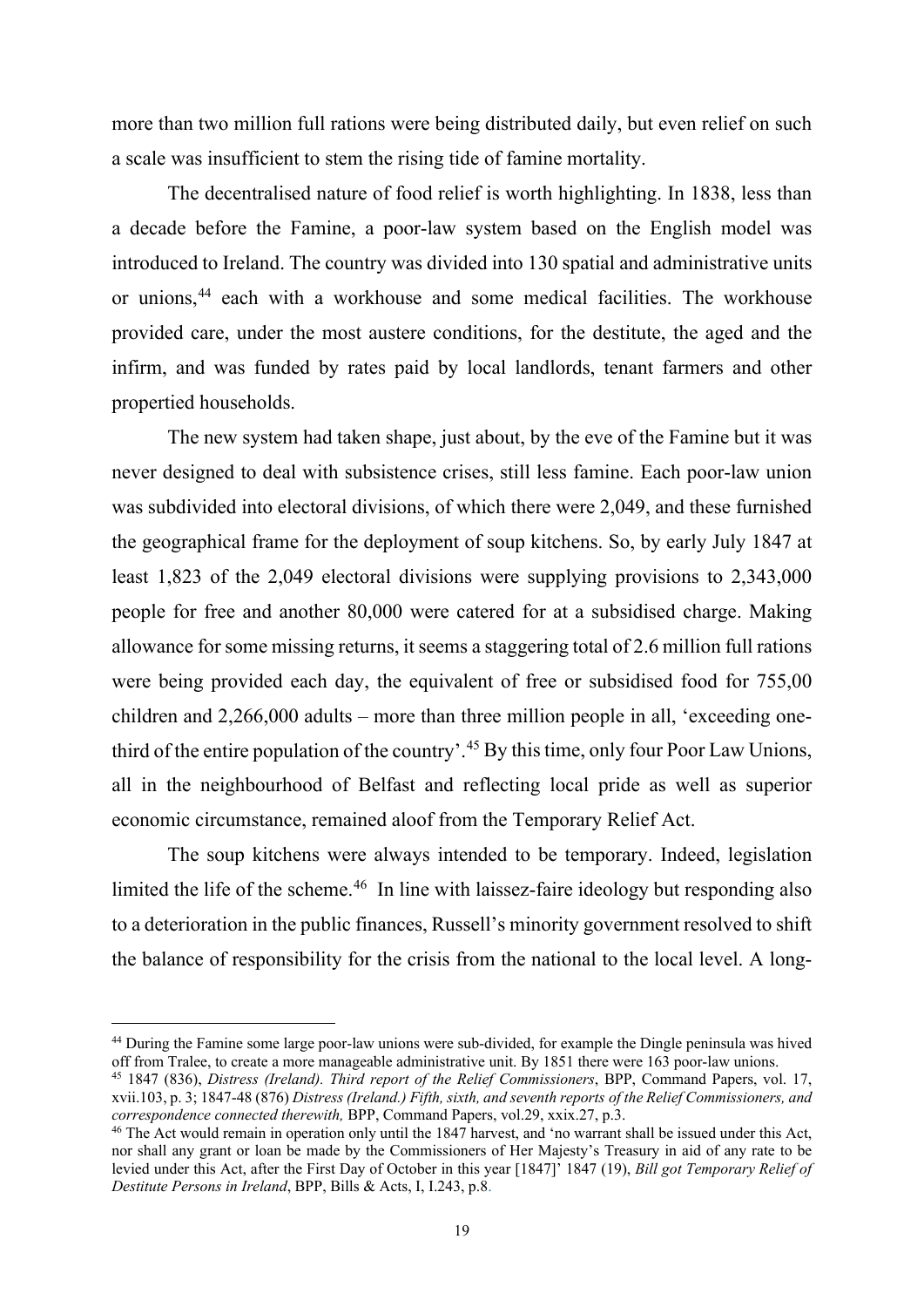more than two million full rations were being distributed daily, but even relief on such a scale was insufficient to stem the rising tide of famine mortality.

The decentralised nature of food relief is worth highlighting. In 1838, less than a decade before the Famine, a poor-law system based on the English model was introduced to Ireland. The country was divided into 130 spatial and administrative units or unions,[44] each with a workhouse and some medical facilities. The workhouse provided care, under the most austere conditions, for the destitute, the aged and the infirm, and was funded by rates paid by local landlords, tenant farmers and other propertied households.

The new system had taken shape, just about, by the eve of the Famine but it was never designed to deal with subsistence crises, still less famine. Each poor-law union was subdivided into electoral divisions, of which there were 2,049, and these furnished the geographical frame for the deployment of soup kitchens. So, by early July 1847 at least 1,823 of the 2,049 electoral divisions were supplying provisions to 2,343,000 people for free and another 80,000 were catered for at a subsidised charge. Making allowance for some missing returns, it seems a staggering total of 2.6 million full rations were being provided each day, the equivalent of free or subsidised food for 755,00 children and 2,266,000 adults – more than three million people in all, 'exceeding one-third of the entire population of the country'.[45] By this time, only four Poor Law Unions, all in the neighbourhood of Belfast and reflecting local pride as well as superior economic circumstance, remained aloof from the Temporary Relief Act.

The soup kitchens were always intended to be temporary. Indeed, legislation limited the life of the scheme.[46] In line with laissez-faire ideology but responding also to a deterioration in the public finances, Russell's minority government resolved to shift the balance of responsibility for the crisis from the national to the local level. A long-

---

[44] During the Famine some large poor-law unions were sub-divided, for example the Dingle peninsula was hived off from Tralee, to create a more manageable administrative unit. By 1851 there were 163 poor-law unions.

[45] 1847 (836), *Distress (Ireland). Third report of the Relief Commissioners*, BPP, Command Papers, vol. 17, xvii.103, p. 3; 1847-48 (876) *Distress (Ireland.) Fifth, sixth, and seventh reports of the Relief Commissioners, and correspondence connected therewith,* BPP, Command Papers, vol.29, xxix.27, p.3.

[46] The Act would remain in operation only until the 1847 harvest, and 'no warrant shall be issued under this Act, nor shall any grant or loan be made by the Commissioners of Her Majesty's Treasury in aid of any rate to be levied under this Act, after the First Day of October in this year [1847]' 1847 (19), *Bill got Temporary Relief of Destitute Persons in Ireland*, BPP, Bills & Acts, I, I.243, p.8.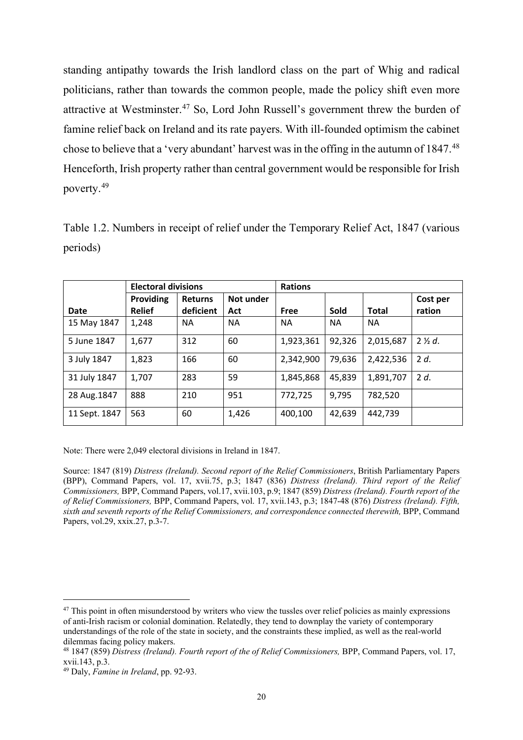standing antipathy towards the Irish landlord class on the part of Whig and radical politicians, rather than towards the common people, made the policy shift even more attractive at Westminster.[47] So, Lord John Russell's government threw the burden of famine relief back on Ireland and its rate payers. With ill-founded optimism the cabinet chose to believe that a 'very abundant' harvest was in the offing in the autumn of 1847.[48] Henceforth, Irish property rather than central government would be responsible for Irish poverty.[49]

Table 1.2. Numbers in receipt of relief under the Temporary Relief Act, 1847 (various periods)

| | **Electoral divisions** | | | **Rations** | | | |
|---|---|---|---|---|---|---|---|
| **Date** | **Providing Relief** | **Returns deficient** | **Not under Act** | **Free** | **Sold** | **Total** | **Cost per ration** |
| 15 May 1847 | 1,248 | NA | NA | NA | NA | NA | |
| 5 June 1847 | 1,677 | 312 | 60 | 1,923,361 | 92,326 | 2,015,687 | 2 ½ *d*. |
| 3 July 1847 | 1,823 | 166 | 60 | 2,342,900 | 79,636 | 2,422,536 | 2 *d*. |
| 31 July 1847 | 1,707 | 283 | 59 | 1,845,868 | 45,839 | 1,891,707 | 2 *d*. |
| 28 Aug.1847 | 888 | 210 | 951 | 772,725 | 9,795 | 782,520 | |
| 11 Sept. 1847 | 563 | 60 | 1,426 | 400,100 | 42,639 | 442,739 | |

Note: There were 2,049 electoral divisions in Ireland in 1847.

Source: 1847 (819) *Distress (Ireland). Second report of the Relief Commissioners*, British Parliamentary Papers (BPP), Command Papers, vol. 17, xvii.75, p.3; 1847 (836) *Distress (Ireland). Third report of the Relief Commissioners,* BPP, Command Papers, vol.17, xvii.103, p.9; 1847 (859) *Distress (Ireland). Fourth report of the of Relief Commissioners,* BPP, Command Papers, vol. 17, xvii.143, p.3; 1847-48 (876) *Distress (Ireland). Fifth, sixth and seventh reports of the Relief Commissioners, and correspondence connected therewith,* BPP, Command Papers, vol.29, xxix.27, p.3-7.

---

[47] This point in often misunderstood by writers who view the tussles over relief policies as mainly expressions of anti-Irish racism or colonial domination. Relatedly, they tend to downplay the variety of contemporary understandings of the role of the state in society, and the constraints these implied, as well as the real-world dilemmas facing policy makers.

[48] 1847 (859) *Distress (Ireland). Fourth report of the of Relief Commissioners,* BPP, Command Papers, vol. 17, xvii.143, p.3.

[49] Daly, *Famine in Ireland*, pp. 92-93.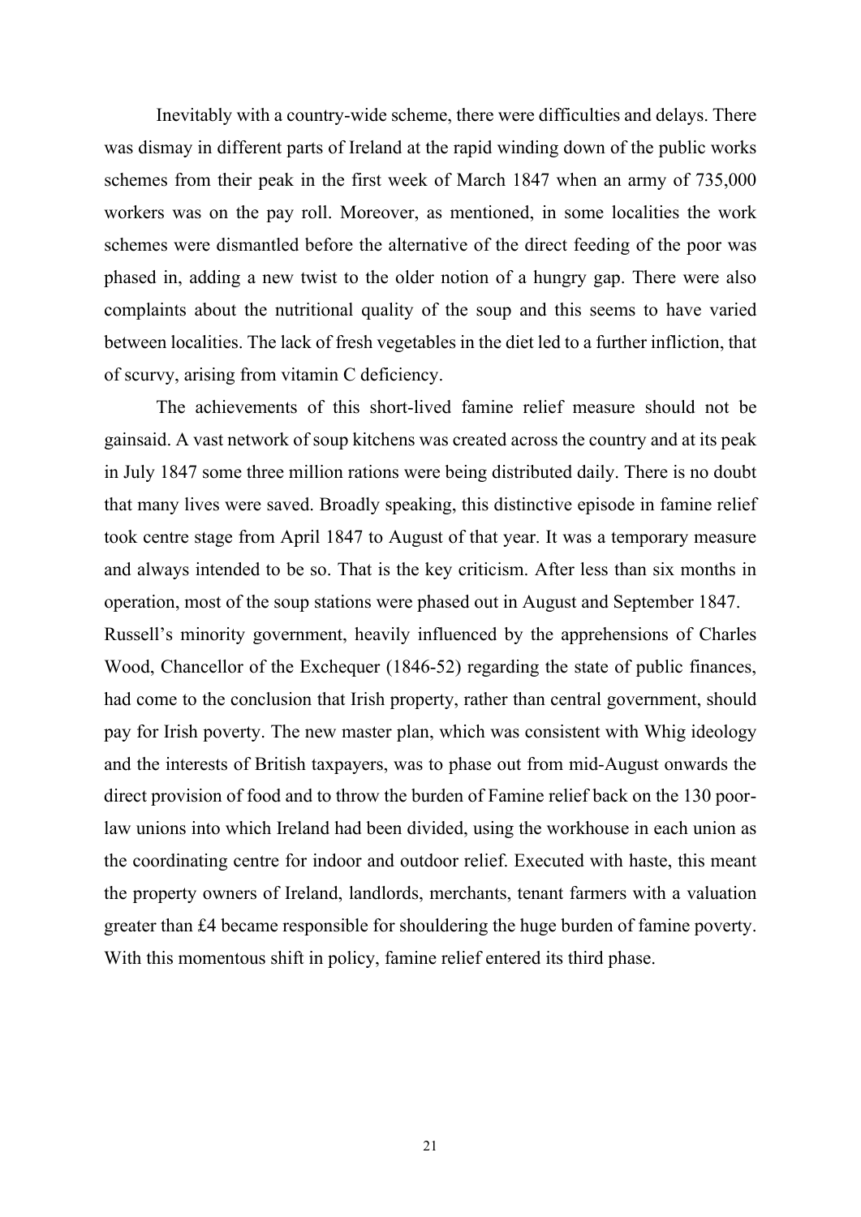Inevitably with a country-wide scheme, there were difficulties and delays. There was dismay in different parts of Ireland at the rapid winding down of the public works schemes from their peak in the first week of March 1847 when an army of 735,000 workers was on the pay roll. Moreover, as mentioned, in some localities the work schemes were dismantled before the alternative of the direct feeding of the poor was phased in, adding a new twist to the older notion of a hungry gap. There were also complaints about the nutritional quality of the soup and this seems to have varied between localities. The lack of fresh vegetables in the diet led to a further infliction, that of scurvy, arising from vitamin C deficiency.

The achievements of this short-lived famine relief measure should not be gainsaid. A vast network of soup kitchens was created across the country and at its peak in July 1847 some three million rations were being distributed daily. There is no doubt that many lives were saved. Broadly speaking, this distinctive episode in famine relief took centre stage from April 1847 to August of that year. It was a temporary measure and always intended to be so. That is the key criticism. After less than six months in operation, most of the soup stations were phased out in August and September 1847. Russell's minority government, heavily influenced by the apprehensions of Charles Wood, Chancellor of the Exchequer (1846-52) regarding the state of public finances, had come to the conclusion that Irish property, rather than central government, should pay for Irish poverty. The new master plan, which was consistent with Whig ideology and the interests of British taxpayers, was to phase out from mid-August onwards the direct provision of food and to throw the burden of Famine relief back on the 130 poor-law unions into which Ireland had been divided, using the workhouse in each union as the coordinating centre for indoor and outdoor relief. Executed with haste, this meant the property owners of Ireland, landlords, merchants, tenant farmers with a valuation greater than £4 became responsible for shouldering the huge burden of famine poverty. With this momentous shift in policy, famine relief entered its third phase.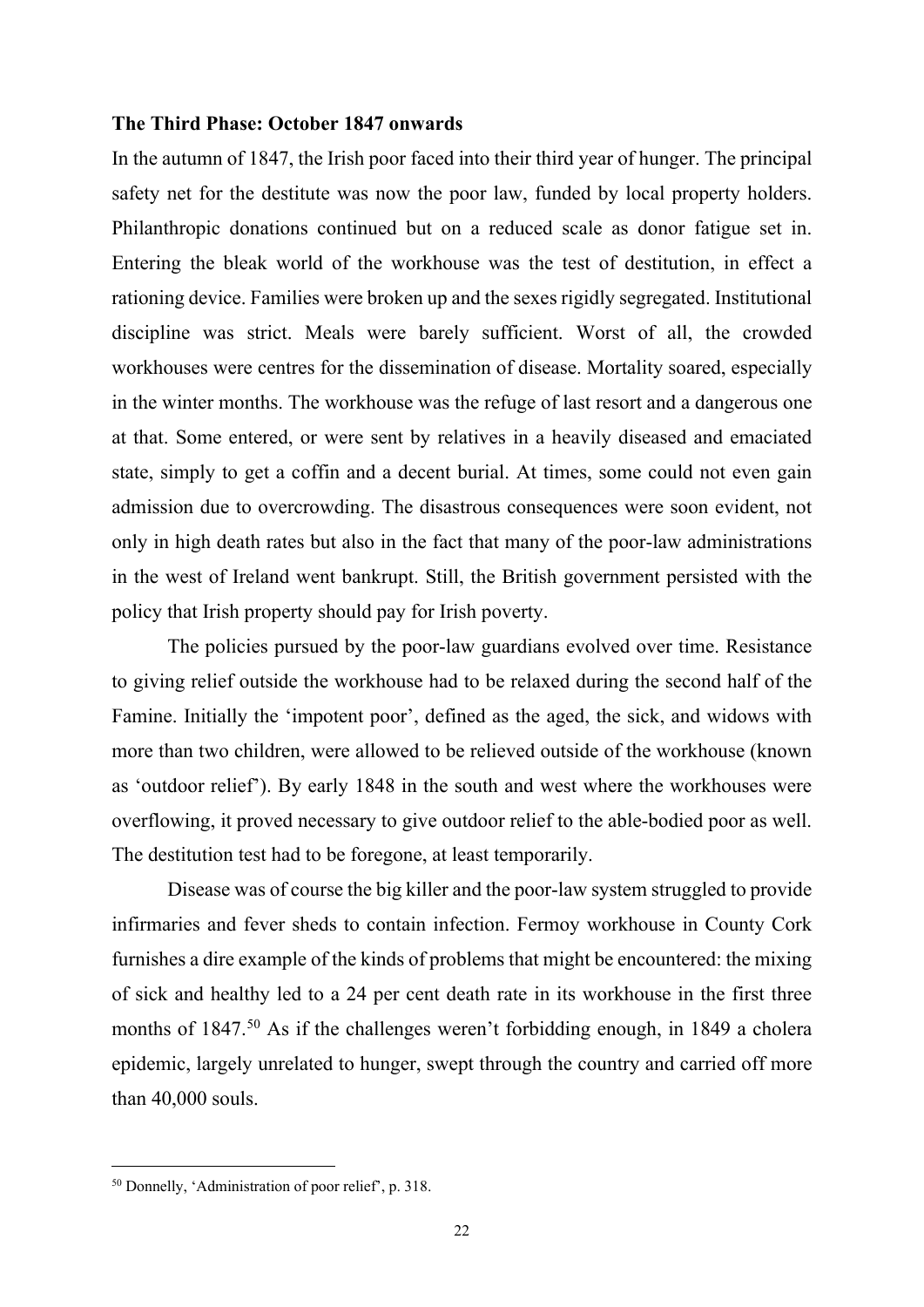**The Third Phase: October 1847 onwards**

In the autumn of 1847, the Irish poor faced into their third year of hunger. The principal safety net for the destitute was now the poor law, funded by local property holders. Philanthropic donations continued but on a reduced scale as donor fatigue set in. Entering the bleak world of the workhouse was the test of destitution, in effect a rationing device. Families were broken up and the sexes rigidly segregated. Institutional discipline was strict. Meals were barely sufficient. Worst of all, the crowded workhouses were centres for the dissemination of disease. Mortality soared, especially in the winter months. The workhouse was the refuge of last resort and a dangerous one at that. Some entered, or were sent by relatives in a heavily diseased and emaciated state, simply to get a coffin and a decent burial. At times, some could not even gain admission due to overcrowding. The disastrous consequences were soon evident, not only in high death rates but also in the fact that many of the poor-law administrations in the west of Ireland went bankrupt. Still, the British government persisted with the policy that Irish property should pay for Irish poverty.

The policies pursued by the poor-law guardians evolved over time. Resistance to giving relief outside the workhouse had to be relaxed during the second half of the Famine. Initially the 'impotent poor', defined as the aged, the sick, and widows with more than two children, were allowed to be relieved outside of the workhouse (known as 'outdoor relief'). By early 1848 in the south and west where the workhouses were overflowing, it proved necessary to give outdoor relief to the able-bodied poor as well. The destitution test had to be foregone, at least temporarily.

Disease was of course the big killer and the poor-law system struggled to provide infirmaries and fever sheds to contain infection. Fermoy workhouse in County Cork furnishes a dire example of the kinds of problems that might be encountered: the mixing of sick and healthy led to a 24 per cent death rate in its workhouse in the first three months of 1847.[50] As if the challenges weren't forbidding enough, in 1849 a cholera epidemic, largely unrelated to hunger, swept through the country and carried off more than 40,000 souls.

[50] Donnelly, 'Administration of poor relief', p. 318.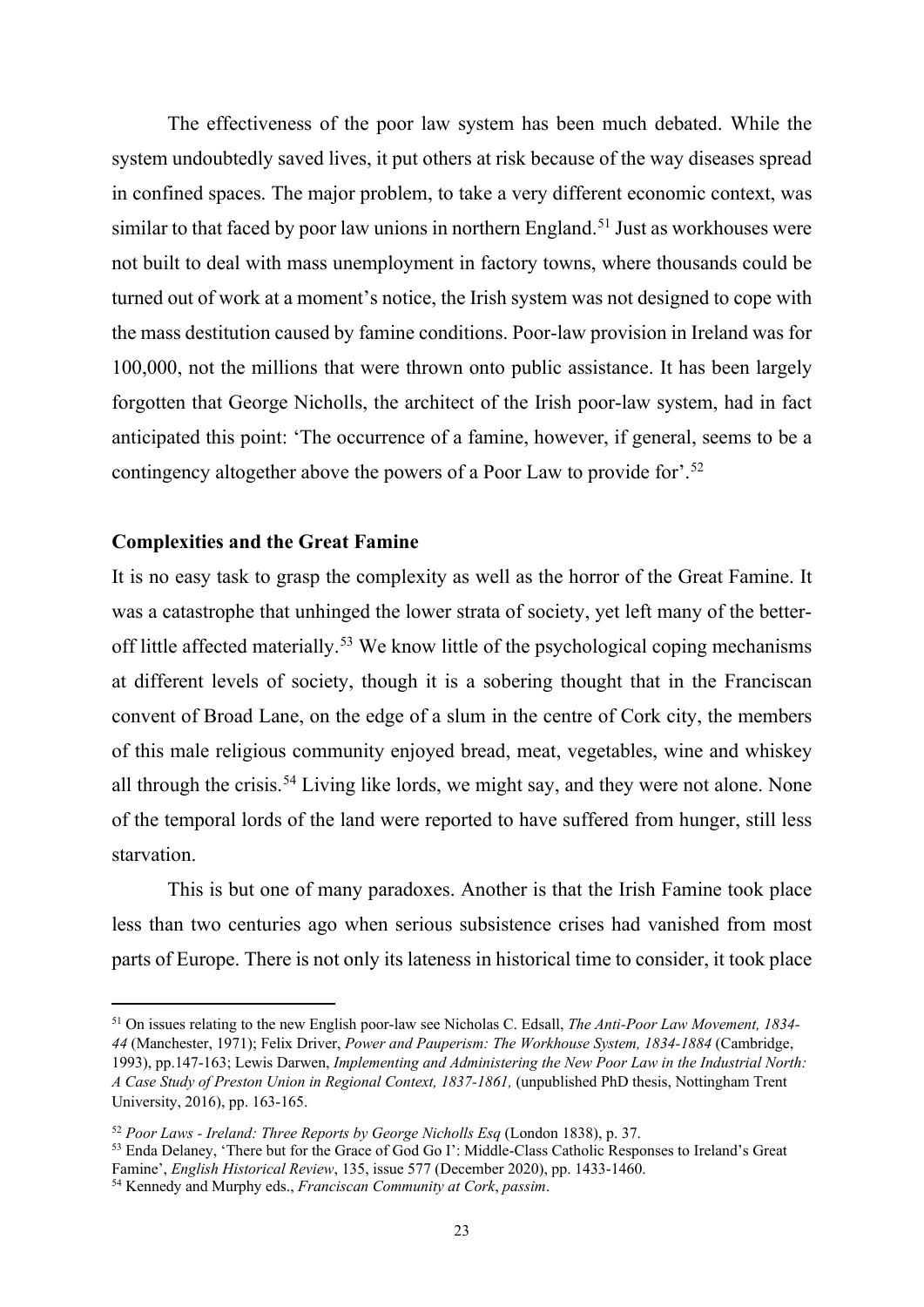The effectiveness of the poor law system has been much debated. While the system undoubtedly saved lives, it put others at risk because of the way diseases spread in confined spaces. The major problem, to take a very different economic context, was similar to that faced by poor law unions in northern England.[51] Just as workhouses were not built to deal with mass unemployment in factory towns, where thousands could be turned out of work at a moment's notice, the Irish system was not designed to cope with the mass destitution caused by famine conditions. Poor-law provision in Ireland was for 100,000, not the millions that were thrown onto public assistance. It has been largely forgotten that George Nicholls, the architect of the Irish poor-law system, had in fact anticipated this point: 'The occurrence of a famine, however, if general, seems to be a contingency altogether above the powers of a Poor Law to provide for'.[52]

### Complexities and the Great Famine

It is no easy task to grasp the complexity as well as the horror of the Great Famine. It was a catastrophe that unhinged the lower strata of society, yet left many of the better-off little affected materially.[53] We know little of the psychological coping mechanisms at different levels of society, though it is a sobering thought that in the Franciscan convent of Broad Lane, on the edge of a slum in the centre of Cork city, the members of this male religious community enjoyed bread, meat, vegetables, wine and whiskey all through the crisis.[54] Living like lords, we might say, and they were not alone. None of the temporal lords of the land were reported to have suffered from hunger, still less starvation.

This is but one of many paradoxes. Another is that the Irish Famine took place less than two centuries ago when serious subsistence crises had vanished from most parts of Europe. There is not only its lateness in historical time to consider, it took place

---

[51] On issues relating to the new English poor-law see Nicholas C. Edsall, *The Anti-Poor Law Movement, 1834-44* (Manchester, 1971); Felix Driver, *Power and Pauperism: The Workhouse System, 1834-1884* (Cambridge, 1993), pp.147-163; Lewis Darwen, *Implementing and Administering the New Poor Law in the Industrial North: A Case Study of Preston Union in Regional Context, 1837-1861,* (unpublished PhD thesis, Nottingham Trent University, 2016), pp. 163-165.

[52] *Poor Laws - Ireland: Three Reports by George Nicholls Esq* (London 1838), p. 37.

[53] Enda Delaney, 'There but for the Grace of God Go I': Middle-Class Catholic Responses to Ireland's Great Famine', *English Historical Review*, 135, issue 577 (December 2020), pp. 1433-1460.

[54] Kennedy and Murphy eds., *Franciscan Community at Cork*, *passim*.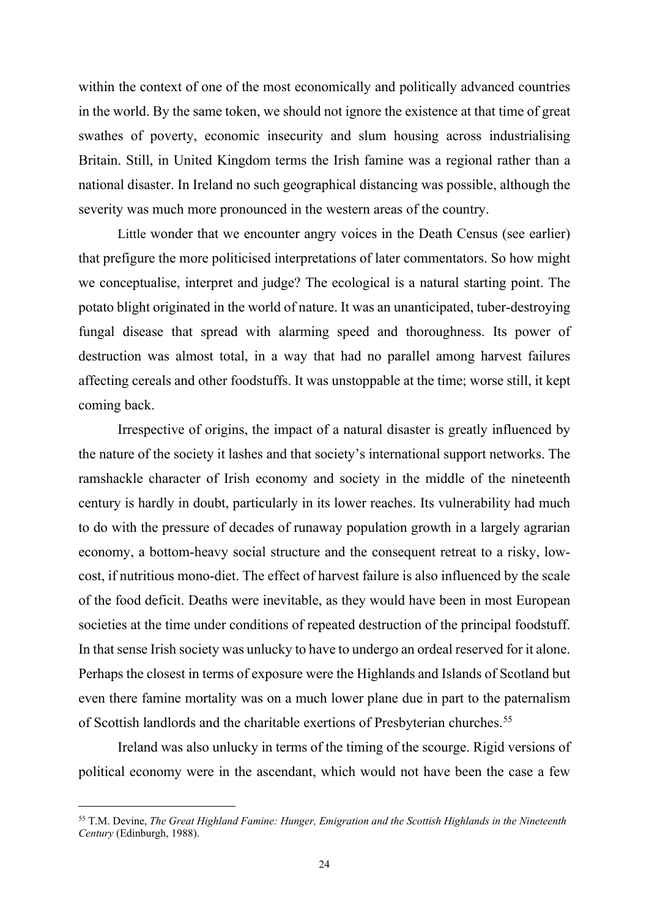within the context of one of the most economically and politically advanced countries in the world. By the same token, we should not ignore the existence at that time of great swathes of poverty, economic insecurity and slum housing across industrialising Britain. Still, in United Kingdom terms the Irish famine was a regional rather than a national disaster. In Ireland no such geographical distancing was possible, although the severity was much more pronounced in the western areas of the country.

Little wonder that we encounter angry voices in the Death Census (see earlier) that prefigure the more politicised interpretations of later commentators. So how might we conceptualise, interpret and judge? The ecological is a natural starting point. The potato blight originated in the world of nature. It was an unanticipated, tuber-destroying fungal disease that spread with alarming speed and thoroughness. Its power of destruction was almost total, in a way that had no parallel among harvest failures affecting cereals and other foodstuffs. It was unstoppable at the time; worse still, it kept coming back.

Irrespective of origins, the impact of a natural disaster is greatly influenced by the nature of the society it lashes and that society's international support networks. The ramshackle character of Irish economy and society in the middle of the nineteenth century is hardly in doubt, particularly in its lower reaches. Its vulnerability had much to do with the pressure of decades of runaway population growth in a largely agrarian economy, a bottom-heavy social structure and the consequent retreat to a risky, low-cost, if nutritious mono-diet. The effect of harvest failure is also influenced by the scale of the food deficit. Deaths were inevitable, as they would have been in most European societies at the time under conditions of repeated destruction of the principal foodstuff. In that sense Irish society was unlucky to have to undergo an ordeal reserved for it alone. Perhaps the closest in terms of exposure were the Highlands and Islands of Scotland but even there famine mortality was on a much lower plane due in part to the paternalism of Scottish landlords and the charitable exertions of Presbyterian churches.[55]

Ireland was also unlucky in terms of the timing of the scourge. Rigid versions of political economy were in the ascendant, which would not have been the case a few

---

[55] T.M. Devine, *The Great Highland Famine: Hunger, Emigration and the Scottish Highlands in the Nineteenth Century* (Edinburgh, 1988).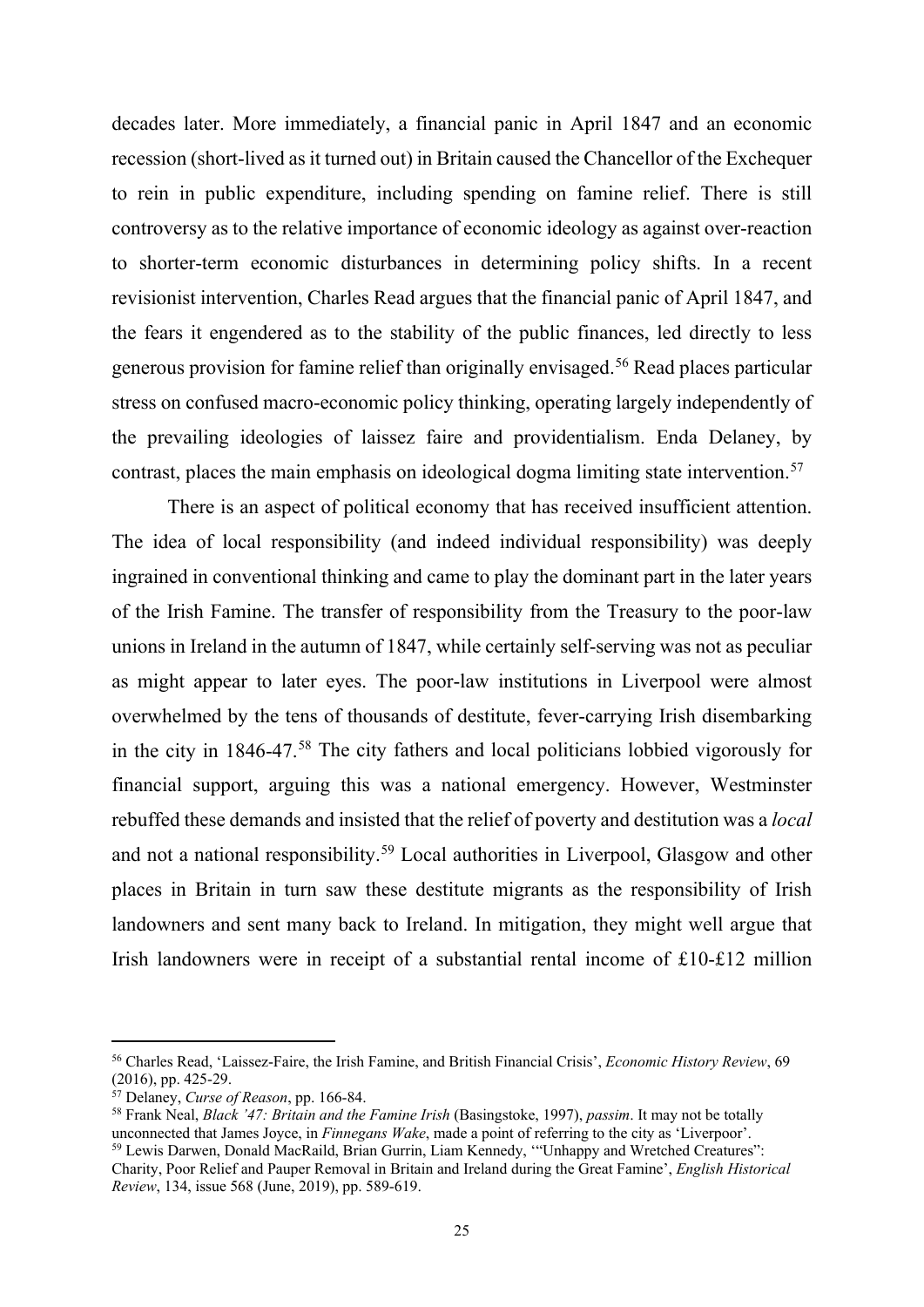decades later. More immediately, a financial panic in April 1847 and an economic recession (short-lived as it turned out) in Britain caused the Chancellor of the Exchequer to rein in public expenditure, including spending on famine relief. There is still controversy as to the relative importance of economic ideology as against over-reaction to shorter-term economic disturbances in determining policy shifts. In a recent revisionist intervention, Charles Read argues that the financial panic of April 1847, and the fears it engendered as to the stability of the public finances, led directly to less generous provision for famine relief than originally envisaged.[56] Read places particular stress on confused macro-economic policy thinking, operating largely independently of the prevailing ideologies of laissez faire and providentialism. Enda Delaney, by contrast, places the main emphasis on ideological dogma limiting state intervention.[57]

There is an aspect of political economy that has received insufficient attention. The idea of local responsibility (and indeed individual responsibility) was deeply ingrained in conventional thinking and came to play the dominant part in the later years of the Irish Famine. The transfer of responsibility from the Treasury to the poor-law unions in Ireland in the autumn of 1847, while certainly self-serving was not as peculiar as might appear to later eyes. The poor-law institutions in Liverpool were almost overwhelmed by the tens of thousands of destitute, fever-carrying Irish disembarking in the city in 1846-47.[58] The city fathers and local politicians lobbied vigorously for financial support, arguing this was a national emergency. However, Westminster rebuffed these demands and insisted that the relief of poverty and destitution was a *local* and not a national responsibility.[59] Local authorities in Liverpool, Glasgow and other places in Britain in turn saw these destitute migrants as the responsibility of Irish landowners and sent many back to Ireland. In mitigation, they might well argue that Irish landowners were in receipt of a substantial rental income of £10-£12 million

---

[56] Charles Read, 'Laissez-Faire, the Irish Famine, and British Financial Crisis', *Economic History Review*, 69 (2016), pp. 425-29.

[57] Delaney, *Curse of Reason*, pp. 166-84.

[58] Frank Neal, *Black '47: Britain and the Famine Irish* (Basingstoke, 1997), *passim*. It may not be totally unconnected that James Joyce, in *Finnegans Wake*, made a point of referring to the city as 'Liverpoor'.

[59] Lewis Darwen, Donald MacRaild, Brian Gurrin, Liam Kennedy, '"Unhappy and Wretched Creatures": Charity, Poor Relief and Pauper Removal in Britain and Ireland during the Great Famine', *English Historical Review*, 134, issue 568 (June, 2019), pp. 589-619.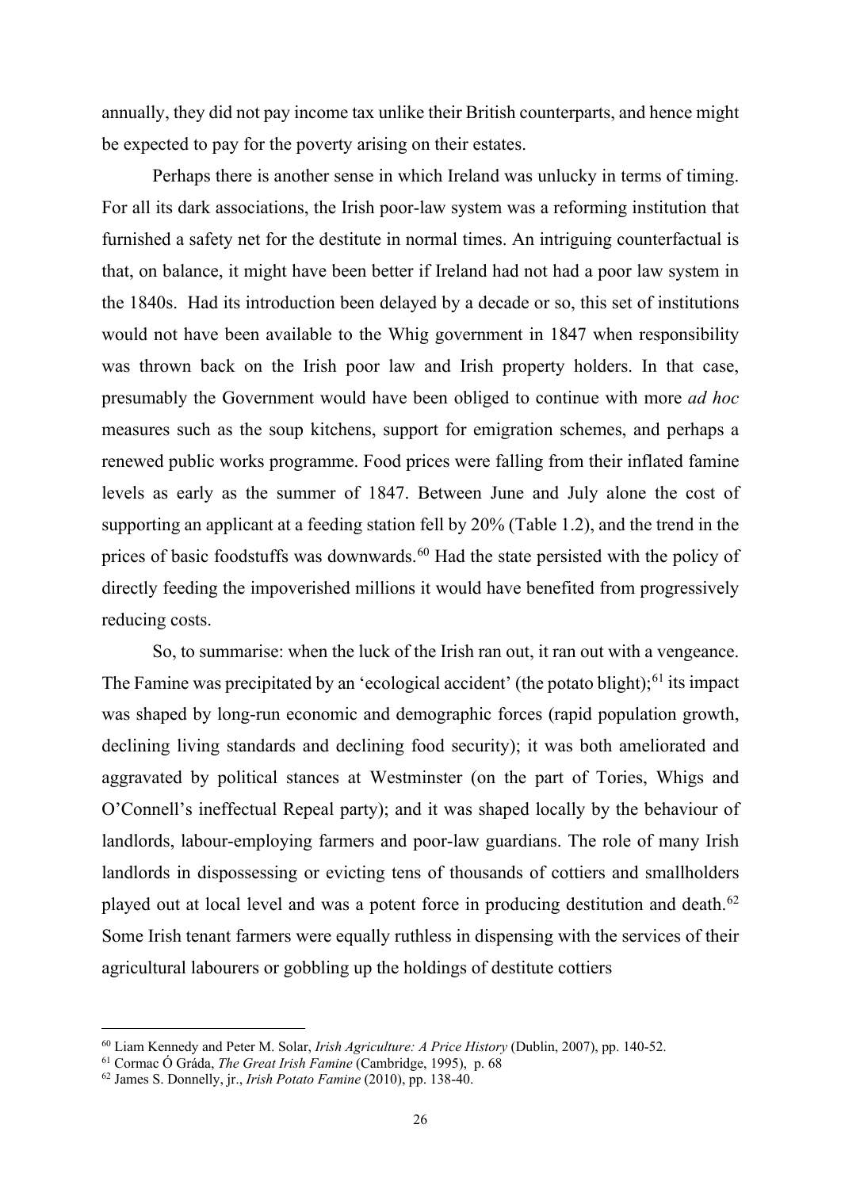annually, they did not pay income tax unlike their British counterparts, and hence might be expected to pay for the poverty arising on their estates.

Perhaps there is another sense in which Ireland was unlucky in terms of timing. For all its dark associations, the Irish poor-law system was a reforming institution that furnished a safety net for the destitute in normal times. An intriguing counterfactual is that, on balance, it might have been better if Ireland had not had a poor law system in the 1840s. Had its introduction been delayed by a decade or so, this set of institutions would not have been available to the Whig government in 1847 when responsibility was thrown back on the Irish poor law and Irish property holders. In that case, presumably the Government would have been obliged to continue with more *ad hoc* measures such as the soup kitchens, support for emigration schemes, and perhaps a renewed public works programme. Food prices were falling from their inflated famine levels as early as the summer of 1847. Between June and July alone the cost of supporting an applicant at a feeding station fell by 20% (Table 1.2), and the trend in the prices of basic foodstuffs was downwards.[60] Had the state persisted with the policy of directly feeding the impoverished millions it would have benefited from progressively reducing costs.

So, to summarise: when the luck of the Irish ran out, it ran out with a vengeance. The Famine was precipitated by an 'ecological accident' (the potato blight);[61] its impact was shaped by long-run economic and demographic forces (rapid population growth, declining living standards and declining food security); it was both ameliorated and aggravated by political stances at Westminster (on the part of Tories, Whigs and O'Connell's ineffectual Repeal party); and it was shaped locally by the behaviour of landlords, labour-employing farmers and poor-law guardians. The role of many Irish landlords in dispossessing or evicting tens of thousands of cottiers and smallholders played out at local level and was a potent force in producing destitution and death.[62] Some Irish tenant farmers were equally ruthless in dispensing with the services of their agricultural labourers or gobbling up the holdings of destitute cottiers

---

[60] Liam Kennedy and Peter M. Solar, *Irish Agriculture: A Price History* (Dublin, 2007), pp. 140-52.

[61] Cormac Ó Gráda, *The Great Irish Famine* (Cambridge, 1995), p. 68

[62] James S. Donnelly, jr., *Irish Potato Famine* (2010), pp. 138-40.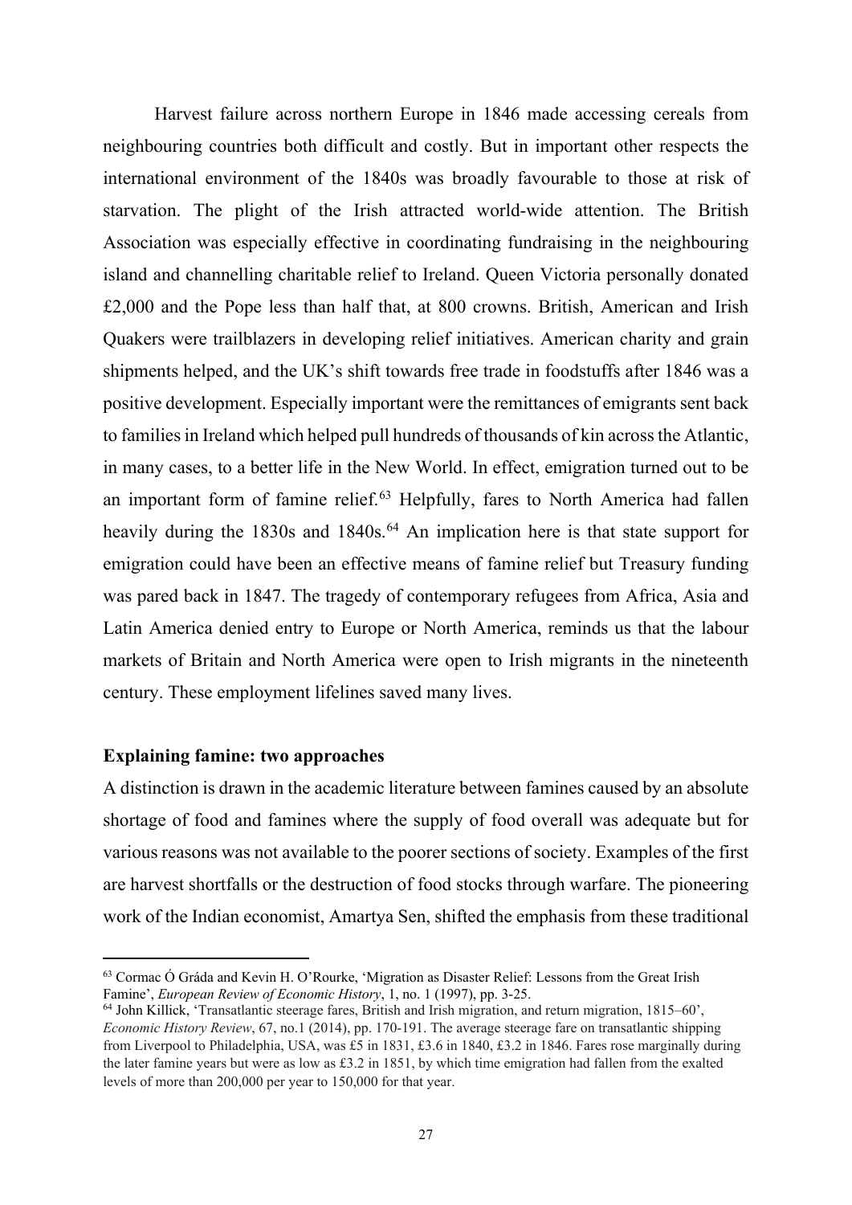Harvest failure across northern Europe in 1846 made accessing cereals from neighbouring countries both difficult and costly. But in important other respects the international environment of the 1840s was broadly favourable to those at risk of starvation. The plight of the Irish attracted world-wide attention. The British Association was especially effective in coordinating fundraising in the neighbouring island and channelling charitable relief to Ireland. Queen Victoria personally donated £2,000 and the Pope less than half that, at 800 crowns. British, American and Irish Quakers were trailblazers in developing relief initiatives. American charity and grain shipments helped, and the UK's shift towards free trade in foodstuffs after 1846 was a positive development. Especially important were the remittances of emigrants sent back to families in Ireland which helped pull hundreds of thousands of kin across the Atlantic, in many cases, to a better life in the New World. In effect, emigration turned out to be an important form of famine relief.[63] Helpfully, fares to North America had fallen heavily during the 1830s and 1840s.[64] An implication here is that state support for emigration could have been an effective means of famine relief but Treasury funding was pared back in 1847. The tragedy of contemporary refugees from Africa, Asia and Latin America denied entry to Europe or North America, reminds us that the labour markets of Britain and North America were open to Irish migrants in the nineteenth century. These employment lifelines saved many lives.

**Explaining famine: two approaches**

A distinction is drawn in the academic literature between famines caused by an absolute shortage of food and famines where the supply of food overall was adequate but for various reasons was not available to the poorer sections of society. Examples of the first are harvest shortfalls or the destruction of food stocks through warfare. The pioneering work of the Indian economist, Amartya Sen, shifted the emphasis from these traditional

---

[63] Cormac Ó Gráda and Kevin H. O'Rourke, 'Migration as Disaster Relief: Lessons from the Great Irish Famine', *European Review of Economic History*, 1, no. 1 (1997), pp. 3-25.

[64] John Killick, 'Transatlantic steerage fares, British and Irish migration, and return migration, 1815–60', *Economic History Review*, 67, no.1 (2014), pp. 170-191. The average steerage fare on transatlantic shipping from Liverpool to Philadelphia, USA, was £5 in 1831, £3.6 in 1840, £3.2 in 1846. Fares rose marginally during the later famine years but were as low as £3.2 in 1851, by which time emigration had fallen from the exalted levels of more than 200,000 per year to 150,000 for that year.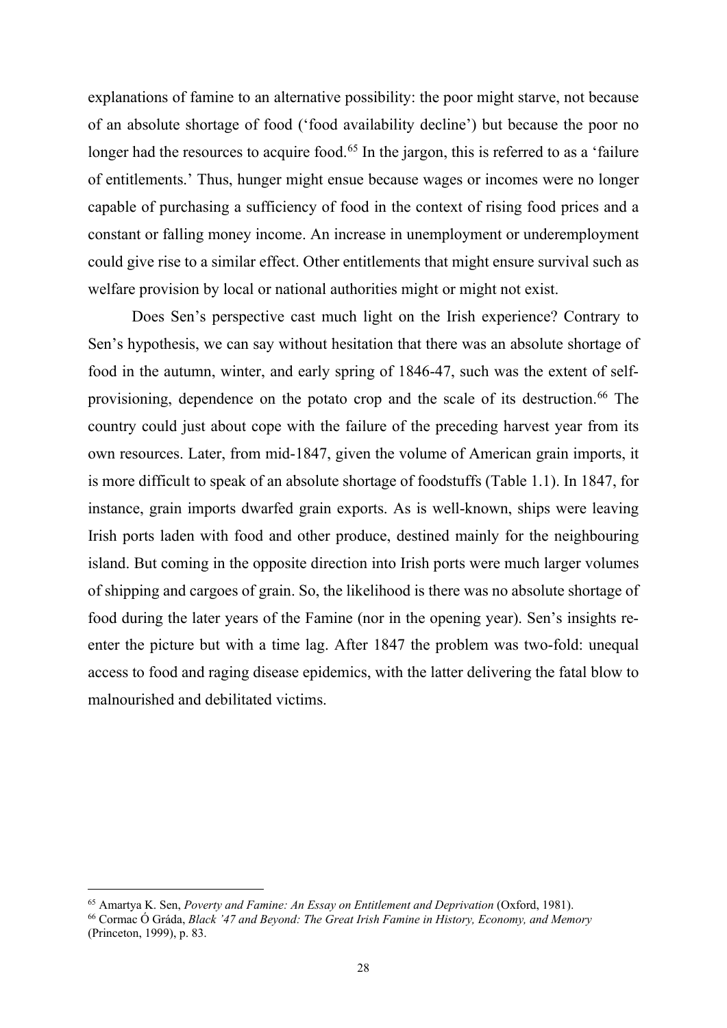explanations of famine to an alternative possibility: the poor might starve, not because of an absolute shortage of food ('food availability decline') but because the poor no longer had the resources to acquire food.[65] In the jargon, this is referred to as a 'failure of entitlements.' Thus, hunger might ensue because wages or incomes were no longer capable of purchasing a sufficiency of food in the context of rising food prices and a constant or falling money income. An increase in unemployment or underemployment could give rise to a similar effect. Other entitlements that might ensure survival such as welfare provision by local or national authorities might or might not exist.

Does Sen's perspective cast much light on the Irish experience? Contrary to Sen's hypothesis, we can say without hesitation that there was an absolute shortage of food in the autumn, winter, and early spring of 1846-47, such was the extent of self-provisioning, dependence on the potato crop and the scale of its destruction.[66] The country could just about cope with the failure of the preceding harvest year from its own resources. Later, from mid-1847, given the volume of American grain imports, it is more difficult to speak of an absolute shortage of foodstuffs (Table 1.1). In 1847, for instance, grain imports dwarfed grain exports. As is well-known, ships were leaving Irish ports laden with food and other produce, destined mainly for the neighbouring island. But coming in the opposite direction into Irish ports were much larger volumes of shipping and cargoes of grain. So, the likelihood is there was no absolute shortage of food during the later years of the Famine (nor in the opening year). Sen's insights re-enter the picture but with a time lag. After 1847 the problem was two-fold: unequal access to food and raging disease epidemics, with the latter delivering the fatal blow to malnourished and debilitated victims.

---

[65] Amartya K. Sen, *Poverty and Famine: An Essay on Entitlement and Deprivation* (Oxford, 1981).

[66] Cormac Ó Gráda, *Black '47 and Beyond: The Great Irish Famine in History, Economy, and Memory* (Princeton, 1999), p. 83.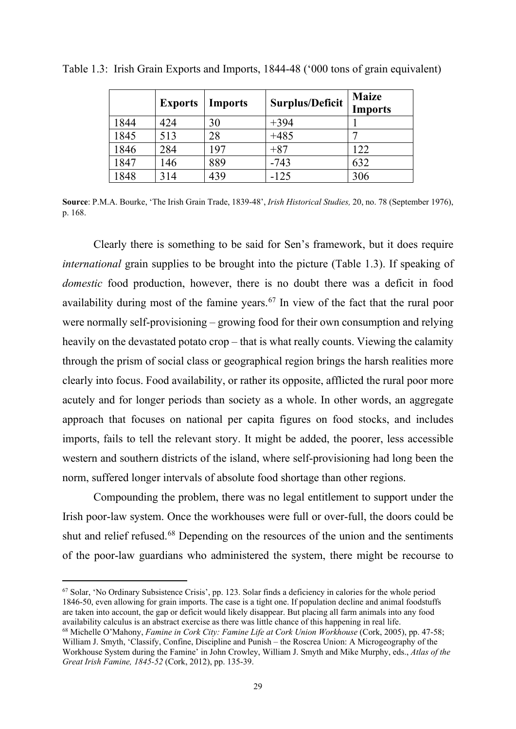Table 1.3: Irish Grain Exports and Imports, 1844-48 (‘000 tons of grain equivalent)

| | **Exports** | **Imports** | **Surplus/Deficit** | **Maize Imports** |
|---|---|---|---|---|
| 1844 | 424 | 30 | +394 | 1 |
| 1845 | 513 | 28 | +485 | 7 |
| 1846 | 284 | 197 | +87 | 122 |
| 1847 | 146 | 889 | -743 | 632 |
| 1848 | 314 | 439 | -125 | 306 |

**Source**: P.M.A. Bourke, ‘The Irish Grain Trade, 1839-48’, *Irish Historical Studies,* 20, no. 78 (September 1976), p. 168.

Clearly there is something to be said for Sen’s framework, but it does require *international* grain supplies to be brought into the picture (Table 1.3). If speaking of *domestic* food production, however, there is no doubt there was a deficit in food availability during most of the famine years.[67] In view of the fact that the rural poor were normally self-provisioning – growing food for their own consumption and relying heavily on the devastated potato crop – that is what really counts. Viewing the calamity through the prism of social class or geographical region brings the harsh realities more clearly into focus. Food availability, or rather its opposite, afflicted the rural poor more acutely and for longer periods than society as a whole. In other words, an aggregate approach that focuses on national per capita figures on food stocks, and includes imports, fails to tell the relevant story. It might be added, the poorer, less accessible western and southern districts of the island, where self-provisioning had long been the norm, suffered longer intervals of absolute food shortage than other regions.

Compounding the problem, there was no legal entitlement to support under the Irish poor-law system. Once the workhouses were full or over-full, the doors could be shut and relief refused.[68] Depending on the resources of the union and the sentiments of the poor-law guardians who administered the system, there might be recourse to

[67] Solar, ‘No Ordinary Subsistence Crisis’, pp. 123. Solar finds a deficiency in calories for the whole period 1846-50, even allowing for grain imports. The case is a tight one. If population decline and animal foodstuffs are taken into account, the gap or deficit would likely disappear. But placing all farm animals into any food availability calculus is an abstract exercise as there was little chance of this happening in real life.

[68] Michelle O’Mahony, *Famine in Cork City: Famine Life at Cork Union Workhouse* (Cork, 2005), pp. 47-58; William J. Smyth, ‘Classify, Confine, Discipline and Punish – the Roscrea Union: A Microgeography of the Workhouse System during the Famine’ in John Crowley, William J. Smyth and Mike Murphy, eds., *Atlas of the Great Irish Famine, 1845-52* (Cork, 2012), pp. 135-39.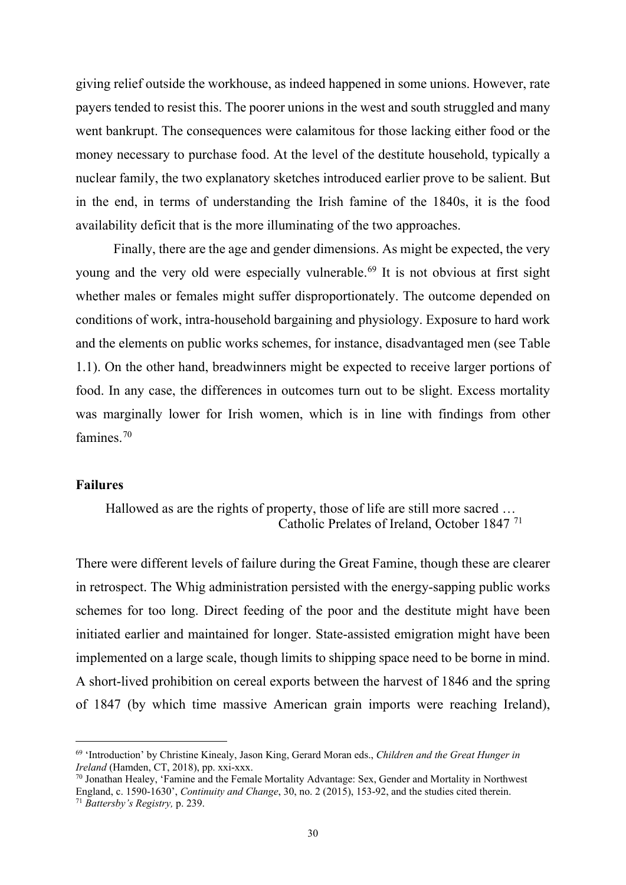giving relief outside the workhouse, as indeed happened in some unions. However, rate payers tended to resist this. The poorer unions in the west and south struggled and many went bankrupt. The consequences were calamitous for those lacking either food or the money necessary to purchase food. At the level of the destitute household, typically a nuclear family, the two explanatory sketches introduced earlier prove to be salient. But in the end, in terms of understanding the Irish famine of the 1840s, it is the food availability deficit that is the more illuminating of the two approaches.

Finally, there are the age and gender dimensions. As might be expected, the very young and the very old were especially vulnerable.[69] It is not obvious at first sight whether males or females might suffer disproportionately. The outcome depended on conditions of work, intra-household bargaining and physiology. Exposure to hard work and the elements on public works schemes, for instance, disadvantaged men (see Table 1.1). On the other hand, breadwinners might be expected to receive larger portions of food. In any case, the differences in outcomes turn out to be slight. Excess mortality was marginally lower for Irish women, which is in line with findings from other famines.[70]

## Failures

> Hallowed as are the rights of property, those of life are still more sacred …
>
> Catholic Prelates of Ireland, October 1847 [71]

There were different levels of failure during the Great Famine, though these are clearer in retrospect. The Whig administration persisted with the energy-sapping public works schemes for too long. Direct feeding of the poor and the destitute might have been initiated earlier and maintained for longer. State-assisted emigration might have been implemented on a large scale, though limits to shipping space need to be borne in mind. A short-lived prohibition on cereal exports between the harvest of 1846 and the spring of 1847 (by which time massive American grain imports were reaching Ireland),

---

[69] 'Introduction' by Christine Kinealy, Jason King, Gerard Moran eds., *Children and the Great Hunger in Ireland* (Hamden, CT, 2018), pp. xxi-xxx.

[70] Jonathan Healey, 'Famine and the Female Mortality Advantage: Sex, Gender and Mortality in Northwest England, c. 1590-1630', *Continuity and Change*, 30, no. 2 (2015), 153-92, and the studies cited therein.

[71] *Battersby's Registry,* p. 239.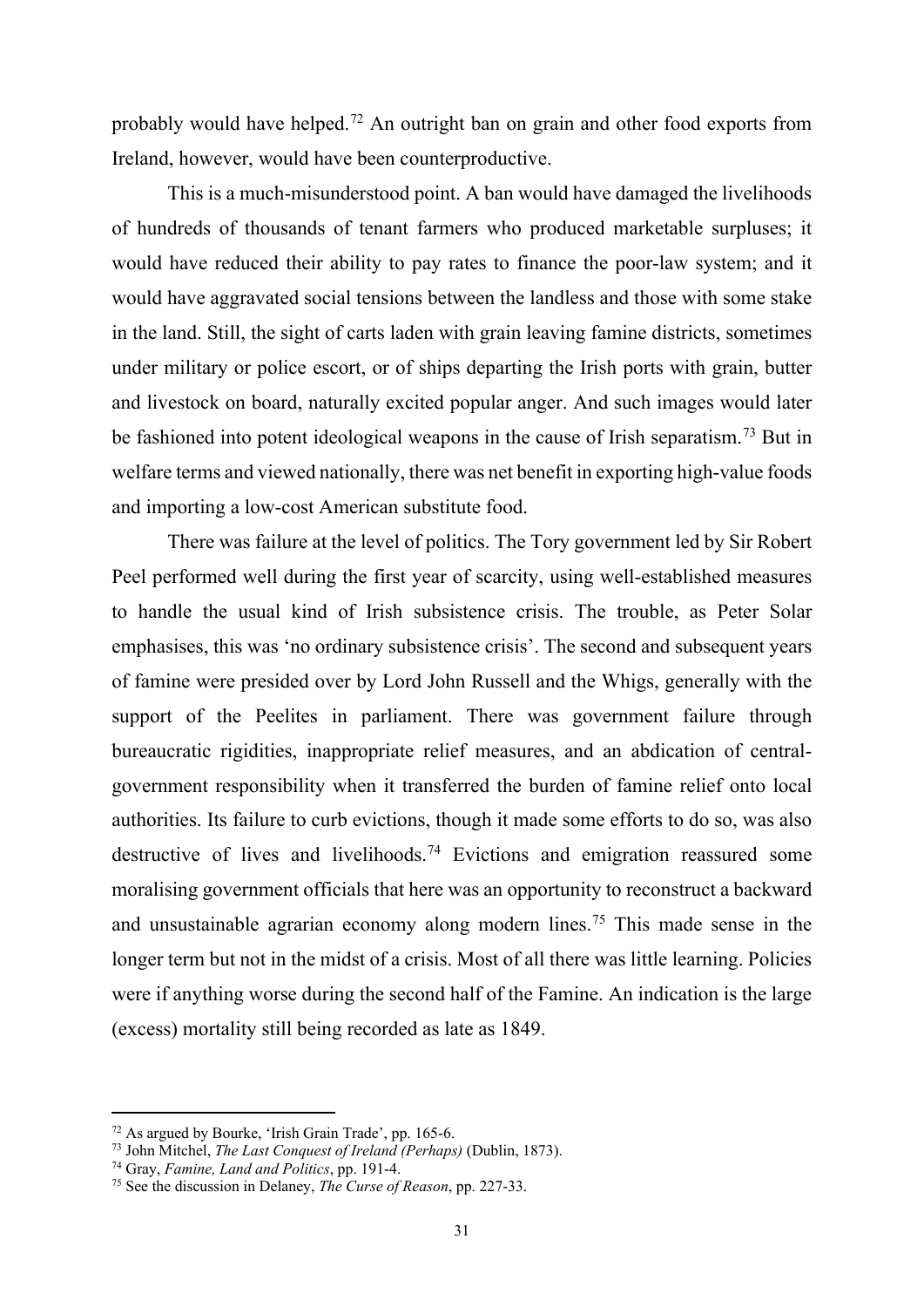probably would have helped.[72] An outright ban on grain and other food exports from Ireland, however, would have been counterproductive.

This is a much-misunderstood point. A ban would have damaged the livelihoods of hundreds of thousands of tenant farmers who produced marketable surpluses; it would have reduced their ability to pay rates to finance the poor-law system; and it would have aggravated social tensions between the landless and those with some stake in the land. Still, the sight of carts laden with grain leaving famine districts, sometimes under military or police escort, or of ships departing the Irish ports with grain, butter and livestock on board, naturally excited popular anger. And such images would later be fashioned into potent ideological weapons in the cause of Irish separatism.[73] But in welfare terms and viewed nationally, there was net benefit in exporting high-value foods and importing a low-cost American substitute food.

There was failure at the level of politics. The Tory government led by Sir Robert Peel performed well during the first year of scarcity, using well-established measures to handle the usual kind of Irish subsistence crisis. The trouble, as Peter Solar emphasises, this was 'no ordinary subsistence crisis'. The second and subsequent years of famine were presided over by Lord John Russell and the Whigs, generally with the support of the Peelites in parliament. There was government failure through bureaucratic rigidities, inappropriate relief measures, and an abdication of central-government responsibility when it transferred the burden of famine relief onto local authorities. Its failure to curb evictions, though it made some efforts to do so, was also destructive of lives and livelihoods.[74] Evictions and emigration reassured some moralising government officials that here was an opportunity to reconstruct a backward and unsustainable agrarian economy along modern lines.[75] This made sense in the longer term but not in the midst of a crisis. Most of all there was little learning. Policies were if anything worse during the second half of the Famine. An indication is the large (excess) mortality still being recorded as late as 1849.

---

[72] As argued by Bourke, 'Irish Grain Trade', pp. 165-6.

[73] John Mitchel, *The Last Conquest of Ireland (Perhaps)* (Dublin, 1873).

[74] Gray, *Famine, Land and Politics*, pp. 191-4.

[75] See the discussion in Delaney, *The Curse of Reason*, pp. 227-33.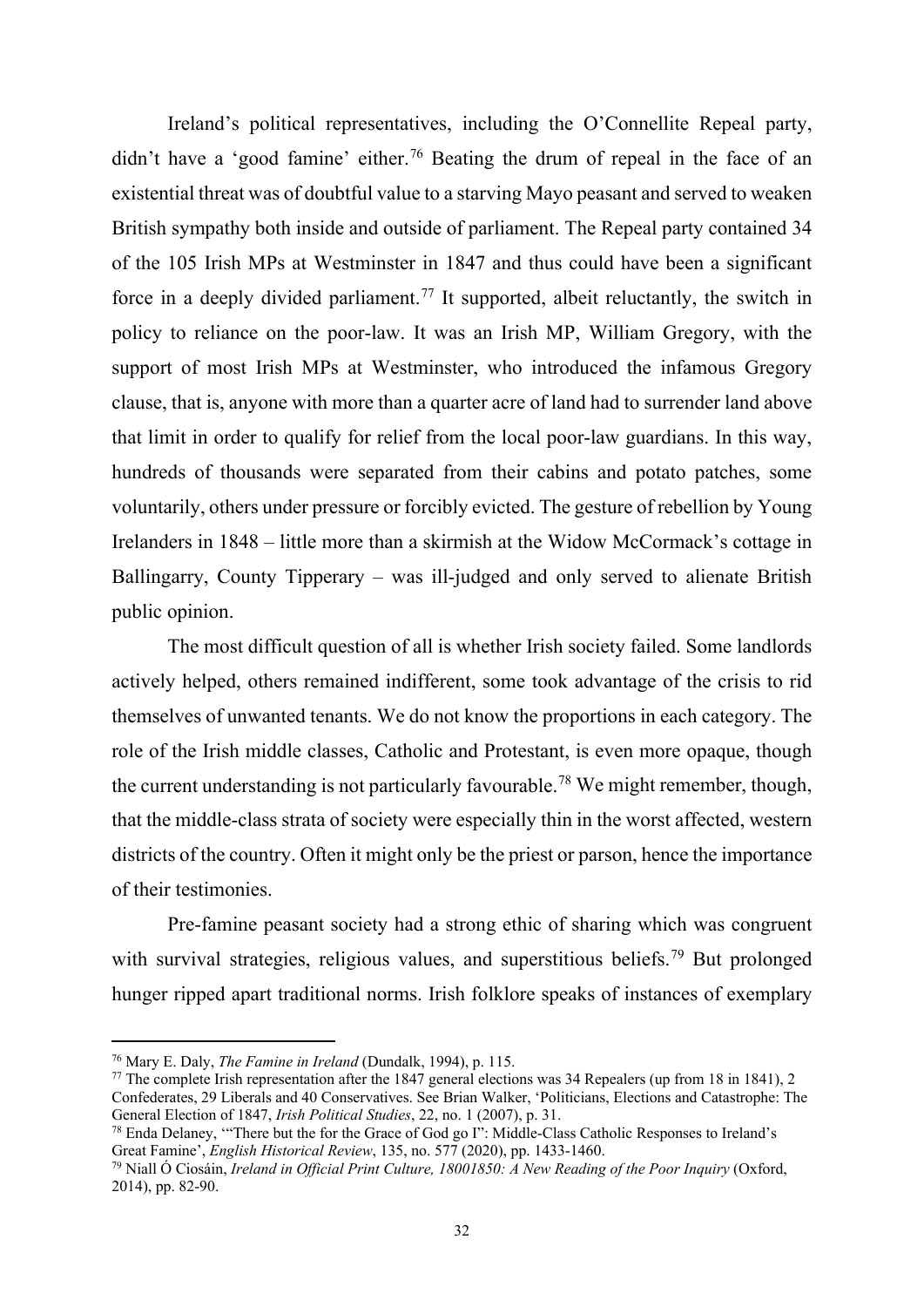Ireland's political representatives, including the O'Connellite Repeal party, didn't have a 'good famine' either.[76] Beating the drum of repeal in the face of an existential threat was of doubtful value to a starving Mayo peasant and served to weaken British sympathy both inside and outside of parliament. The Repeal party contained 34 of the 105 Irish MPs at Westminster in 1847 and thus could have been a significant force in a deeply divided parliament.[77] It supported, albeit reluctantly, the switch in policy to reliance on the poor-law. It was an Irish MP, William Gregory, with the support of most Irish MPs at Westminster, who introduced the infamous Gregory clause, that is, anyone with more than a quarter acre of land had to surrender land above that limit in order to qualify for relief from the local poor-law guardians. In this way, hundreds of thousands were separated from their cabins and potato patches, some voluntarily, others under pressure or forcibly evicted. The gesture of rebellion by Young Irelanders in 1848 – little more than a skirmish at the Widow McCormack's cottage in Ballingarry, County Tipperary – was ill-judged and only served to alienate British public opinion.

The most difficult question of all is whether Irish society failed. Some landlords actively helped, others remained indifferent, some took advantage of the crisis to rid themselves of unwanted tenants. We do not know the proportions in each category. The role of the Irish middle classes, Catholic and Protestant, is even more opaque, though the current understanding is not particularly favourable.[78] We might remember, though, that the middle-class strata of society were especially thin in the worst affected, western districts of the country. Often it might only be the priest or parson, hence the importance of their testimonies.

Pre-famine peasant society had a strong ethic of sharing which was congruent with survival strategies, religious values, and superstitious beliefs.[79] But prolonged hunger ripped apart traditional norms. Irish folklore speaks of instances of exemplary

---

[76] Mary E. Daly, *The Famine in Ireland* (Dundalk, 1994), p. 115.

[77] The complete Irish representation after the 1847 general elections was 34 Repealers (up from 18 in 1841), 2 Confederates, 29 Liberals and 40 Conservatives. See Brian Walker, 'Politicians, Elections and Catastrophe: The General Election of 1847, *Irish Political Studies*, 22, no. 1 (2007), p. 31.

[78] Enda Delaney, '"There but the for the Grace of God go I": Middle-Class Catholic Responses to Ireland's Great Famine', *English Historical Review*, 135, no. 577 (2020), pp. 1433-1460.

[79] Niall Ó Ciosáin, *Ireland in Official Print Culture, 18001850: A New Reading of the Poor Inquiry* (Oxford, 2014), pp. 82-90.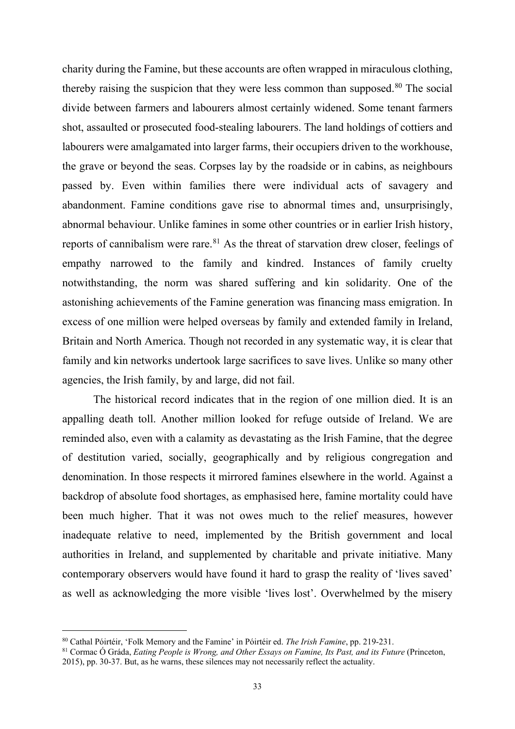charity during the Famine, but these accounts are often wrapped in miraculous clothing, thereby raising the suspicion that they were less common than supposed.[80] The social divide between farmers and labourers almost certainly widened. Some tenant farmers shot, assaulted or prosecuted food-stealing labourers. The land holdings of cottiers and labourers were amalgamated into larger farms, their occupiers driven to the workhouse, the grave or beyond the seas. Corpses lay by the roadside or in cabins, as neighbours passed by. Even within families there were individual acts of savagery and abandonment. Famine conditions gave rise to abnormal times and, unsurprisingly, abnormal behaviour. Unlike famines in some other countries or in earlier Irish history, reports of cannibalism were rare.[81] As the threat of starvation drew closer, feelings of empathy narrowed to the family and kindred. Instances of family cruelty notwithstanding, the norm was shared suffering and kin solidarity. One of the astonishing achievements of the Famine generation was financing mass emigration. In excess of one million were helped overseas by family and extended family in Ireland, Britain and North America. Though not recorded in any systematic way, it is clear that family and kin networks undertook large sacrifices to save lives. Unlike so many other agencies, the Irish family, by and large, did not fail.

The historical record indicates that in the region of one million died. It is an appalling death toll. Another million looked for refuge outside of Ireland. We are reminded also, even with a calamity as devastating as the Irish Famine, that the degree of destitution varied, socially, geographically and by religious congregation and denomination. In those respects it mirrored famines elsewhere in the world. Against a backdrop of absolute food shortages, as emphasised here, famine mortality could have been much higher. That it was not owes much to the relief measures, however inadequate relative to need, implemented by the British government and local authorities in Ireland, and supplemented by charitable and private initiative. Many contemporary observers would have found it hard to grasp the reality of 'lives saved' as well as acknowledging the more visible 'lives lost'. Overwhelmed by the misery

---

[80] Cathal Póirtéir, 'Folk Memory and the Famine' in Póirtéir ed. *The Irish Famine*, pp. 219-231.

[81] Cormac Ó Gráda, *Eating People is Wrong, and Other Essays on Famine, Its Past, and its Future* (Princeton, 2015), pp. 30-37. But, as he warns, these silences may not necessarily reflect the actuality.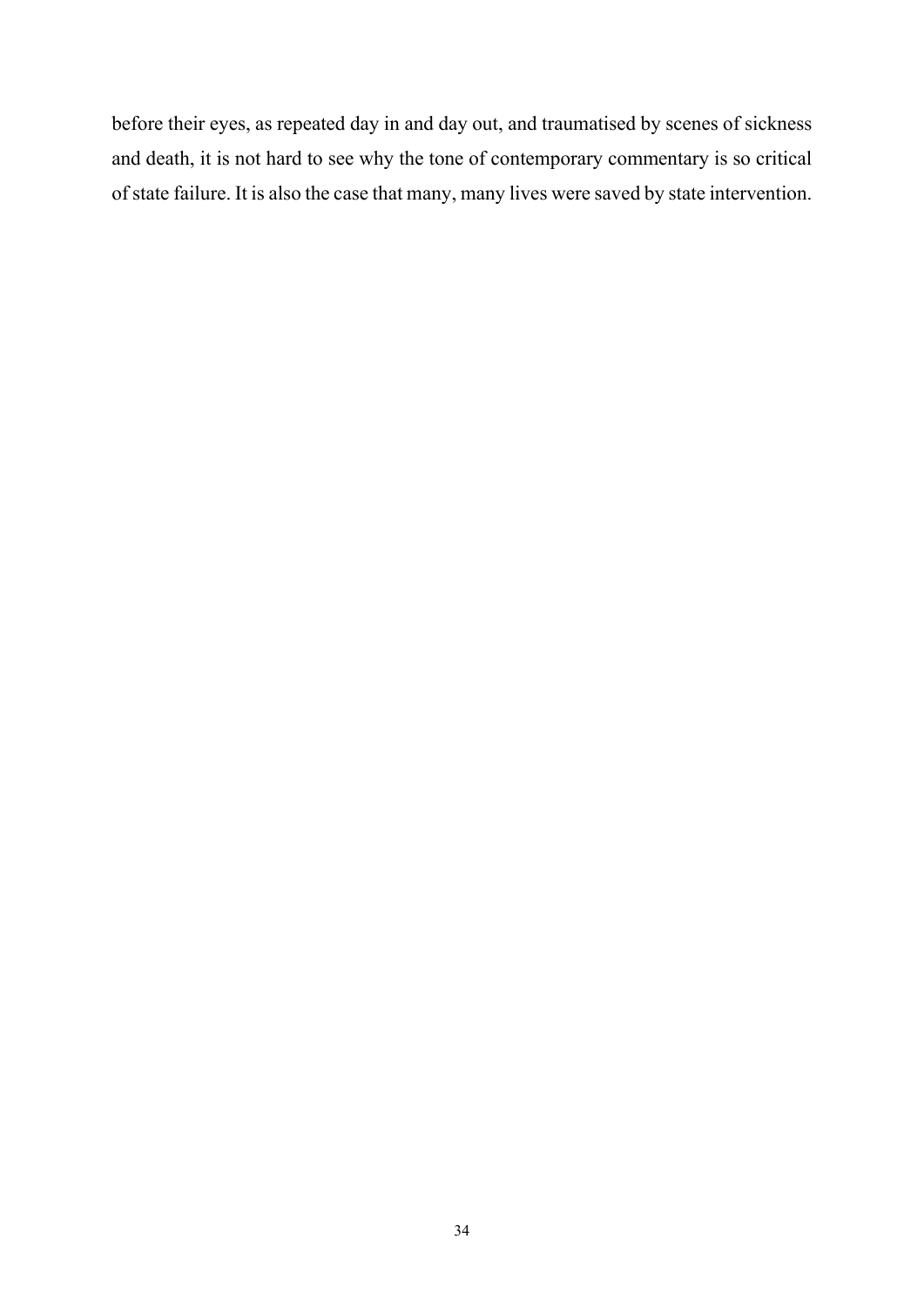before their eyes, as repeated day in and day out, and traumatised by scenes of sickness and death, it is not hard to see why the tone of contemporary commentary is so critical of state failure. It is also the case that many, many lives were saved by state intervention.